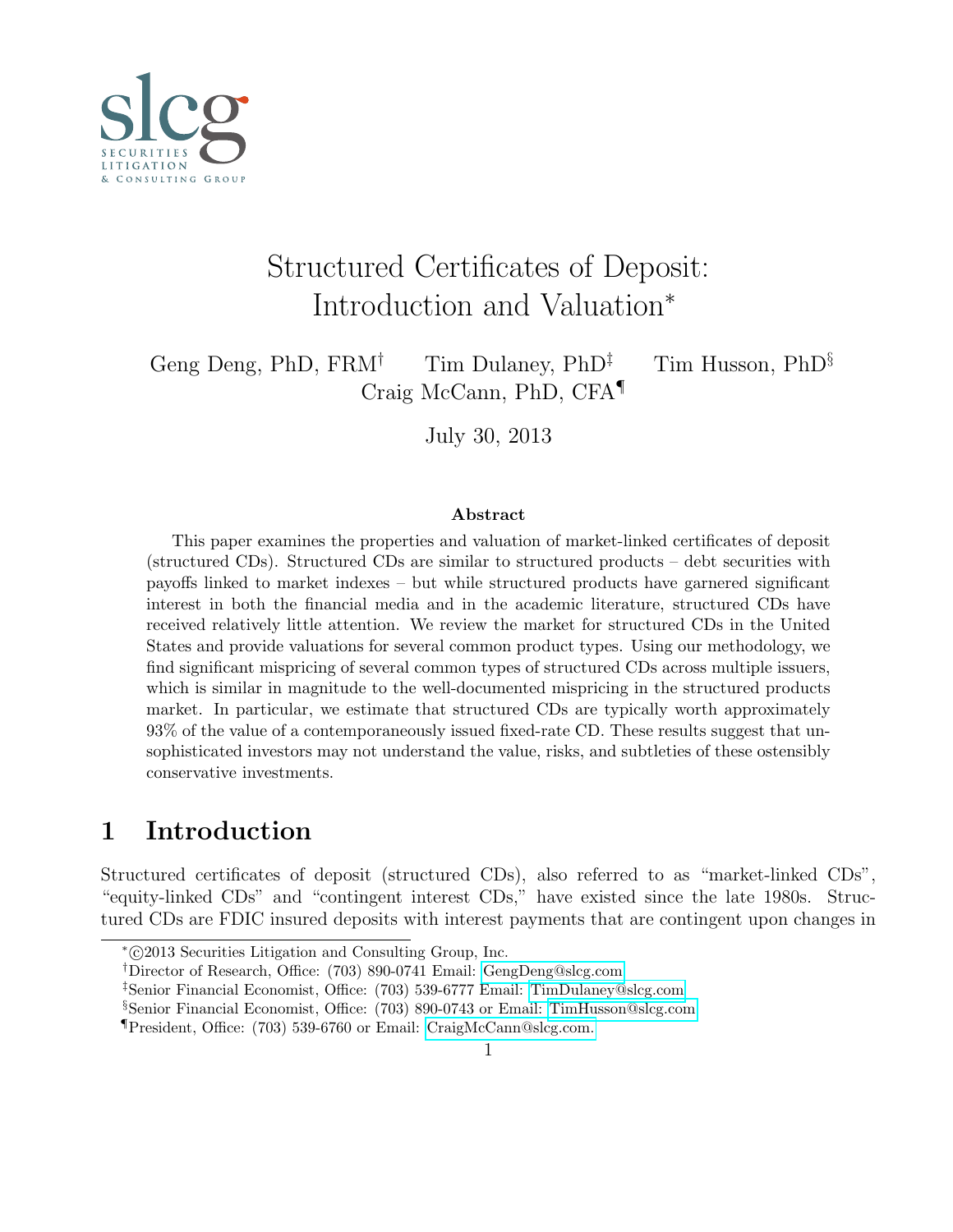# Structured Certificates of Deposit: Introduction and Valuation[*]

Geng Deng, PhD, FRM[†] Tim Dulaney, PhD[‡] Tim Husson, PhD[§]
Craig McCann, PhD, CFA[¶]

July 30, 2013

**Abstract**

This paper examines the properties and valuation of market-linked certificates of deposit (structured CDs). Structured CDs are similar to structured products – debt securities with payoffs linked to market indexes – but while structured products have garnered significant interest in both the financial media and in the academic literature, structured CDs have received relatively little attention. We review the market for structured CDs in the United States and provide valuations for several common product types. Using our methodology, we find significant mispricing of several common types of structured CDs across multiple issuers, which is similar in magnitude to the well-documented mispricing in the structured products market. In particular, we estimate that structured CDs are typically worth approximately 93% of the value of a contemporaneously issued fixed-rate CD. These results suggest that unsophisticated investors may not understand the value, risks, and subtleties of these ostensibly conservative investments.

## 1 Introduction

Structured certificates of deposit (structured CDs), also referred to as "market-linked CDs", "equity-linked CDs" and "contingent interest CDs," have existed since the late 1980s. Structured CDs are FDIC insured deposits with interest payments that are contingent upon changes in

---

[*] ©2013 Securities Litigation and Consulting Group, Inc.

[†] Director of Research, Office: (703) 890-0741 Email: GengDeng@slcg.com

[‡] Senior Financial Economist, Office: (703) 539-6777 Email: TimDulaney@slcg.com

[§] Senior Financial Economist, Office: (703) 890-0743 or Email: TimHusson@slcg.com

[¶] President, Office: (703) 539-6760 or Email: CraigMcCann@slcg.com.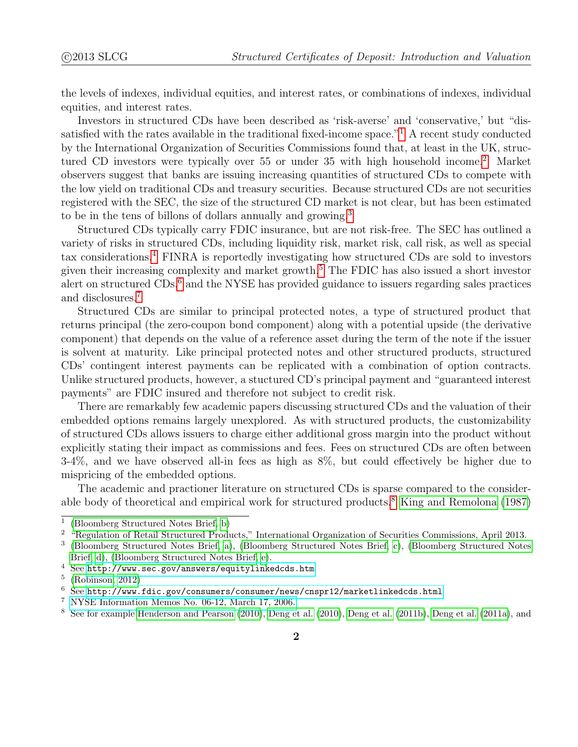the levels of indexes, individual equities, and interest rates, or combinations of indexes, individual equities, and interest rates.

Investors in structured CDs have been described as 'risk-averse' and 'conservative,' but "dissatisfied with the rates available in the traditional fixed-income space."[1] A recent study conducted by the International Organization of Securities Commissions found that, at least in the UK, structured CD investors were typically over 55 or under 35 with high household income.[2] Market observers suggest that banks are issuing increasing quantities of structured CDs to compete with the low yield on traditional CDs and treasury securities. Because structured CDs are not securities registered with the SEC, the size of the structured CD market is not clear, but has been estimated to be in the tens of billons of dollars annually and growing.[3]

Structured CDs typically carry FDIC insurance, but are not risk-free. The SEC has outlined a variety of risks in structured CDs, including liquidity risk, market risk, call risk, as well as special tax considerations.[4] FINRA is reportedly investigating how structured CDs are sold to investors given their increasing complexity and market growth.[5] The FDIC has also issued a short investor alert on structured CDs,[6] and the NYSE has provided guidance to issuers regarding sales practices and disclosures.[7]

Structured CDs are similar to principal protected notes, a type of structured product that returns principal (the zero-coupon bond component) along with a potential upside (the derivative component) that depends on the value of a reference asset during the term of the note if the issuer is solvent at maturity. Like principal protected notes and other structured products, structured CDs' contingent interest payments can be replicated with a combination of option contracts. Unlike structured products, however, a stuctured CD's principal payment and "guaranteed interest payments" are FDIC insured and therefore not subject to credit risk.

There are remarkably few academic papers discussing structured CDs and the valuation of their embedded options remains largely unexplored. As with structured products, the customizability of structured CDs allows issuers to charge either additional gross margin into the product without explicitly stating their impact as commissions and fees. Fees on structured CDs are often between 3-4%, and we have observed all-in fees as high as 8%, but could effectively be higher due to mispricing of the embedded options.

The academic and practioner literature on structured CDs is sparse compared to the considerable body of theoretical and empirical work for structured products.[8] King and Remolona (1987)

---

[1] (Bloomberg Structured Notes Brief, b)

[2] "Regulation of Retail Structured Products," International Organization of Securities Commissions, April 2013.

[3] (Bloomberg Structured Notes Brief, a), (Bloomberg Structured Notes Brief, c), (Bloomberg Structured Notes Brief, d), (Bloomberg Structured Notes Brief, e).

[4] See http://www.sec.gov/answers/equitylinkedcds.htm

[5] (Robinson, 2012)

[6] See http://www.fdic.gov/consumers/consumer/news/cnspr12/marketlinkedcds.html

[7] NYSE Information Memos No. 06-12, March 17, 2006.

[8] See for example Henderson and Pearson (2010), Deng et al. (2010), Deng et al. (2011b), Deng et al. (2011a), and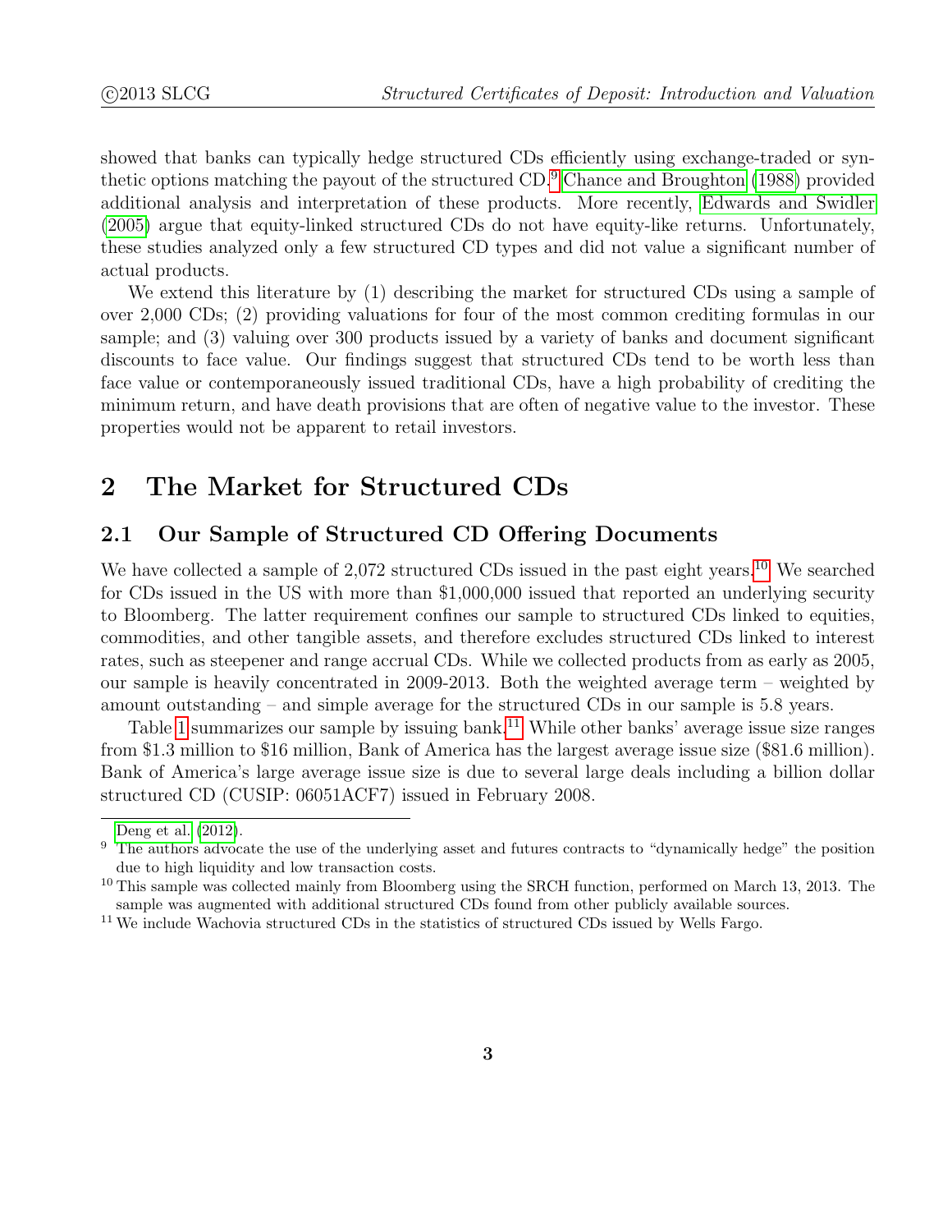showed that banks can typically hedge structured CDs efficiently using exchange-traded or synthetic options matching the payout of the structured CD.[9] Chance and Broughton (1988) provided additional analysis and interpretation of these products. More recently, Edwards and Swidler (2005) argue that equity-linked structured CDs do not have equity-like returns. Unfortunately, these studies analyzed only a few structured CD types and did not value a significant number of actual products.

We extend this literature by (1) describing the market for structured CDs using a sample of over 2,000 CDs; (2) providing valuations for four of the most common crediting formulas in our sample; and (3) valuing over 300 products issued by a variety of banks and document significant discounts to face value. Our findings suggest that structured CDs tend to be worth less than face value or contemporaneously issued traditional CDs, have a high probability of crediting the minimum return, and have death provisions that are often of negative value to the investor. These properties would not be apparent to retail investors.

## 2 The Market for Structured CDs

### 2.1 Our Sample of Structured CD Offering Documents

We have collected a sample of 2,072 structured CDs issued in the past eight years.[10] We searched for CDs issued in the US with more than $1,000,000 issued that reported an underlying security to Bloomberg. The latter requirement confines our sample to structured CDs linked to equities, commodities, and other tangible assets, and therefore excludes structured CDs linked to interest rates, such as steepener and range accrual CDs. While we collected products from as early as 2005, our sample is heavily concentrated in 2009-2013. Both the weighted average term – weighted by amount outstanding – and simple average for the structured CDs in our sample is 5.8 years.

Table 1 summarizes our sample by issuing bank.[11] While other banks' average issue size ranges from $1.3 million to $16 million, Bank of America has the largest average issue size ($81.6 million). Bank of America's large average issue size is due to several large deals including a billion dollar structured CD (CUSIP: 06051ACF7) issued in February 2008.

---

Deng et al. (2012).

[9] The authors advocate the use of the underlying asset and futures contracts to "dynamically hedge" the position due to high liquidity and low transaction costs.

[10] This sample was collected mainly from Bloomberg using the SRCH function, performed on March 13, 2013. The sample was augmented with additional structured CDs found from other publicly available sources.

[11] We include Wachovia structured CDs in the statistics of structured CDs issued by Wells Fargo.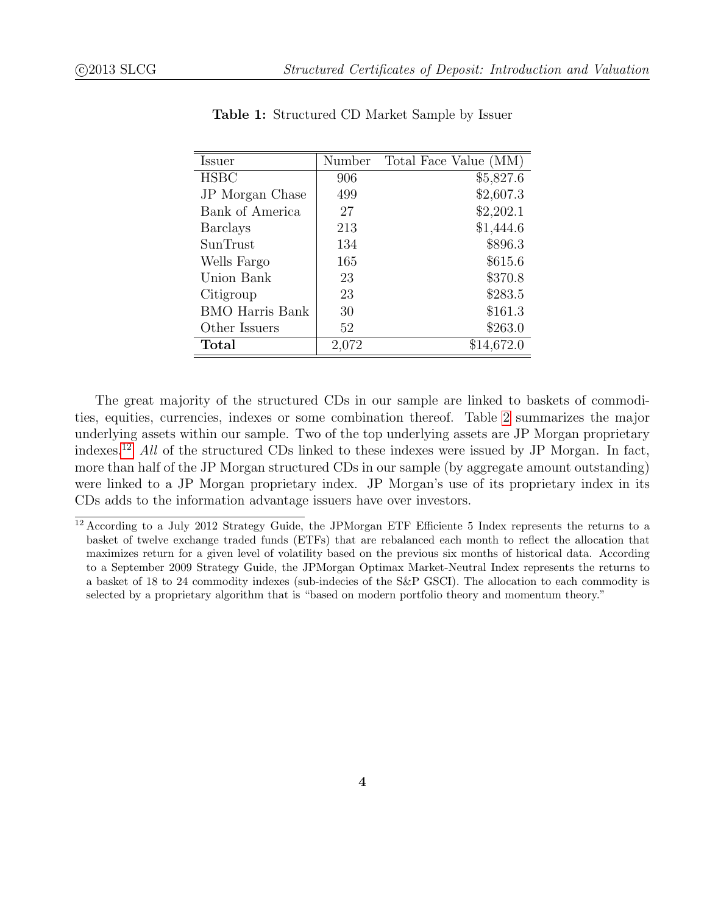**Table 1:** Structured CD Market Sample by Issuer

| Issuer | Number | Total Face Value (MM) |
|---|---|---|
| HSBC | 906 | $5,827.6 |
| JP Morgan Chase | 499 | $2,607.3 |
| Bank of America | 27 | $2,202.1 |
| Barclays | 213 | $1,444.6 |
| SunTrust | 134 | $896.3 |
| Wells Fargo | 165 | $615.6 |
| Union Bank | 23 | $370.8 |
| Citigroup | 23 | $283.5 |
| BMO Harris Bank | 30 | $161.3 |
| Other Issuers | 52 | $263.0 |
| **Total** | 2,072 | $14,672.0 |

The great majority of the structured CDs in our sample are linked to baskets of commodities, equities, currencies, indexes or some combination thereof. Table 2 summarizes the major underlying assets within our sample. Two of the top underlying assets are JP Morgan proprietary indexes.[12] *All* of the structured CDs linked to these indexes were issued by JP Morgan. In fact, more than half of the JP Morgan structured CDs in our sample (by aggregate amount outstanding) were linked to a JP Morgan proprietary index. JP Morgan's use of its proprietary index in its CDs adds to the information advantage issuers have over investors.

[12] According to a July 2012 Strategy Guide, the JPMorgan ETF Efficiente 5 Index represents the returns to a basket of twelve exchange traded funds (ETFs) that are rebalanced each month to reflect the allocation that maximizes return for a given level of volatility based on the previous six months of historical data. According to a September 2009 Strategy Guide, the JPMorgan Optimax Market-Neutral Index represents the returns to a basket of 18 to 24 commodity indexes (sub-indecies of the S&P GSCI). The allocation to each commodity is selected by a proprietary algorithm that is "based on modern portfolio theory and momentum theory."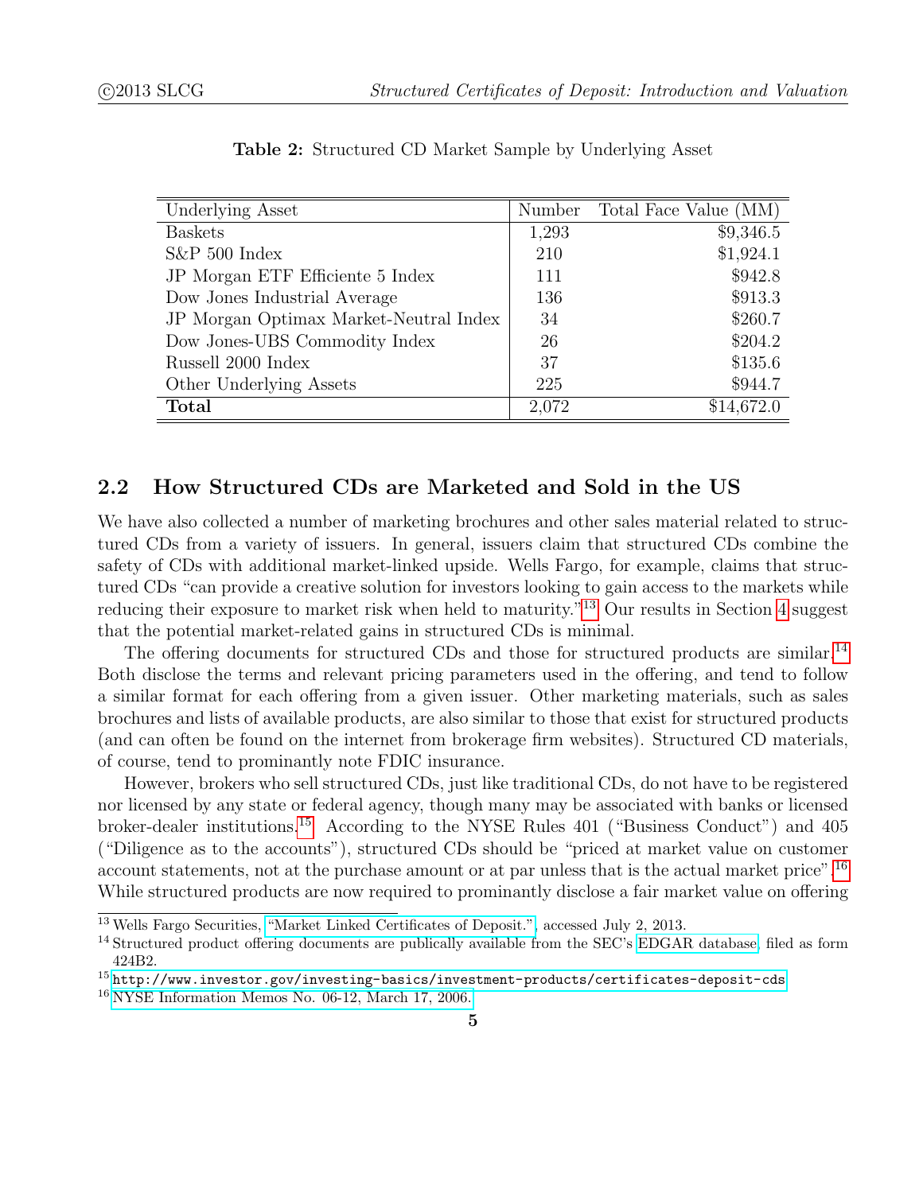**Table 2:** Structured CD Market Sample by Underlying Asset

| Underlying Asset | Number | Total Face Value (MM) |
|---|---|---|
| Baskets | 1,293 | $9,346.5 |
| S&P 500 Index | 210 | $1,924.1 |
| JP Morgan ETF Efficiente 5 Index | 111 | $942.8 |
| Dow Jones Industrial Average | 136 | $913.3 |
| JP Morgan Optimax Market-Neutral Index | 34 | $260.7 |
| Dow Jones-UBS Commodity Index | 26 | $204.2 |
| Russell 2000 Index | 37 | $135.6 |
| Other Underlying Assets | 225 | $944.7 |
| **Total** | 2,072 | $14,672.0 |

## 2.2 How Structured CDs are Marketed and Sold in the US

We have also collected a number of marketing brochures and other sales material related to structured CDs from a variety of issuers. In general, issuers claim that structured CDs combine the safety of CDs with additional market-linked upside. Wells Fargo, for example, claims that structured CDs "can provide a creative solution for investors looking to gain access to the markets while reducing their exposure to market risk when held to maturity."[13] Our results in Section 4 suggest that the potential market-related gains in structured CDs is minimal.

The offering documents for structured CDs and those for structured products are similar.[14] Both disclose the terms and relevant pricing parameters used in the offering, and tend to follow a similar format for each offering from a given issuer. Other marketing materials, such as sales brochures and lists of available products, are also similar to those that exist for structured products (and can often be found on the internet from brokerage firm websites). Structured CD materials, of course, tend to prominantly note FDIC insurance.

However, brokers who sell structured CDs, just like traditional CDs, do not have to be registered nor licensed by any state or federal agency, though many may be associated with banks or licensed broker-dealer institutions.[15] According to the NYSE Rules 401 ("Business Conduct") and 405 ("Diligence as to the accounts"), structured CDs should be "priced at market value on customer account statements, not at the purchase amount or at par unless that is the actual market price".[16] While structured products are now required to prominantly disclose a fair market value on offering

[13] Wells Fargo Securities, "Market Linked Certificates of Deposit.", accessed July 2, 2013.

[14] Structured product offering documents are publically available from the SEC's EDGAR database, filed as form 424B2.

[15] http://www.investor.gov/investing-basics/investment-products/certificates-deposit-cds

[16] NYSE Information Memos No. 06-12, March 17, 2006.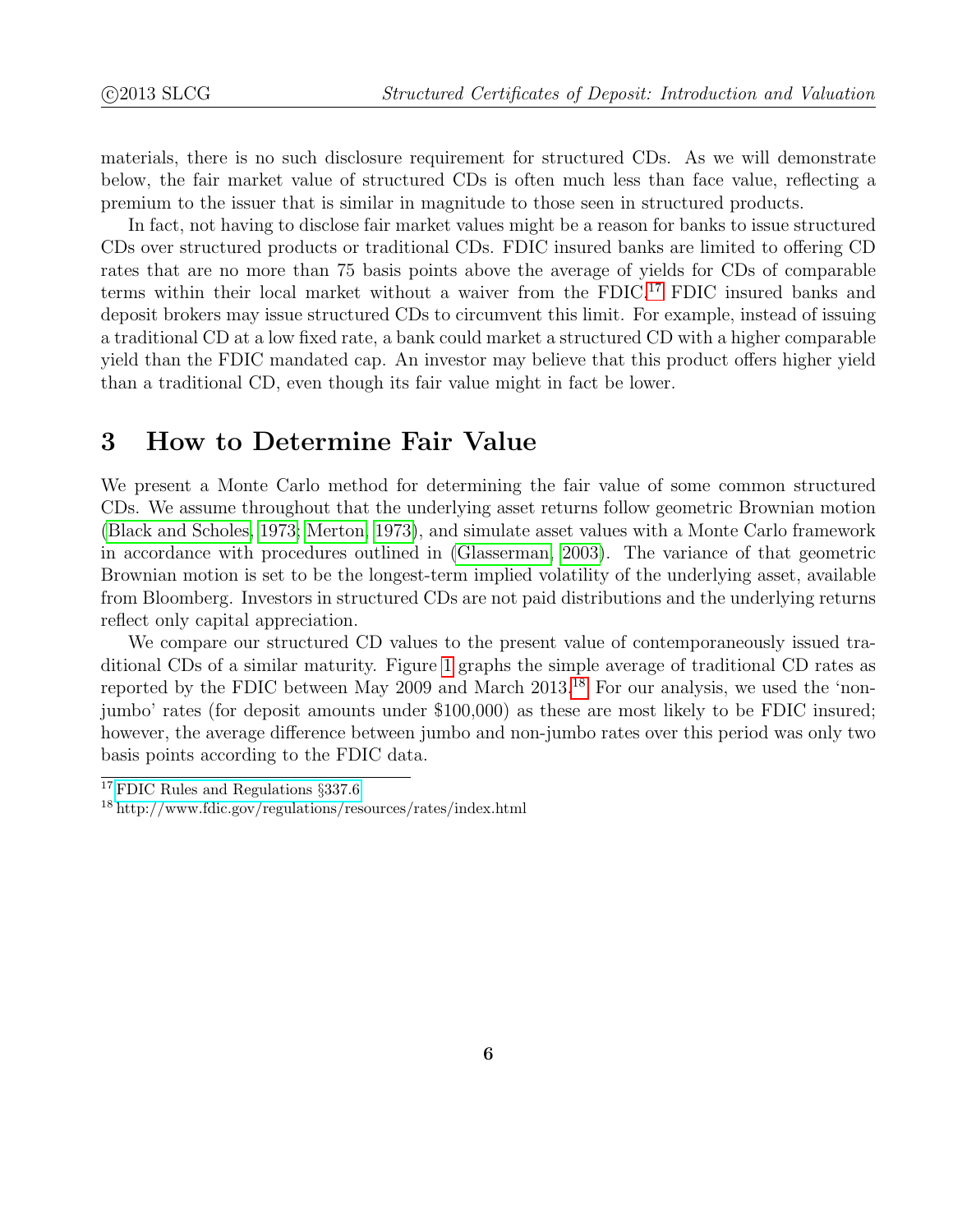materials, there is no such disclosure requirement for structured CDs. As we will demonstrate below, the fair market value of structured CDs is often much less than face value, reflecting a premium to the issuer that is similar in magnitude to those seen in structured products.

In fact, not having to disclose fair market values might be a reason for banks to issue structured CDs over structured products or traditional CDs. FDIC insured banks are limited to offering CD rates that are no more than 75 basis points above the average of yields for CDs of comparable terms within their local market without a waiver from the FDIC.[17] FDIC insured banks and deposit brokers may issue structured CDs to circumvent this limit. For example, instead of issuing a traditional CD at a low fixed rate, a bank could market a structured CD with a higher comparable yield than the FDIC mandated cap. An investor may believe that this product offers higher yield than a traditional CD, even though its fair value might in fact be lower.

## 3 How to Determine Fair Value

We present a Monte Carlo method for determining the fair value of some common structured CDs. We assume throughout that the underlying asset returns follow geometric Brownian motion (Black and Scholes, 1973; Merton, 1973), and simulate asset values with a Monte Carlo framework in accordance with procedures outlined in (Glasserman, 2003). The variance of that geometric Brownian motion is set to be the longest-term implied volatility of the underlying asset, available from Bloomberg. Investors in structured CDs are not paid distributions and the underlying returns reflect only capital appreciation.

We compare our structured CD values to the present value of contemporaneously issued traditional CDs of a similar maturity. Figure 1 graphs the simple average of traditional CD rates as reported by the FDIC between May 2009 and March 2013.[18] For our analysis, we used the 'non-jumbo' rates (for deposit amounts under $100,000) as these are most likely to be FDIC insured; however, the average difference between jumbo and non-jumbo rates over this period was only two basis points according to the FDIC data.

---

[17] FDIC Rules and Regulations §337.6

[18] http://www.fdic.gov/regulations/resources/rates/index.html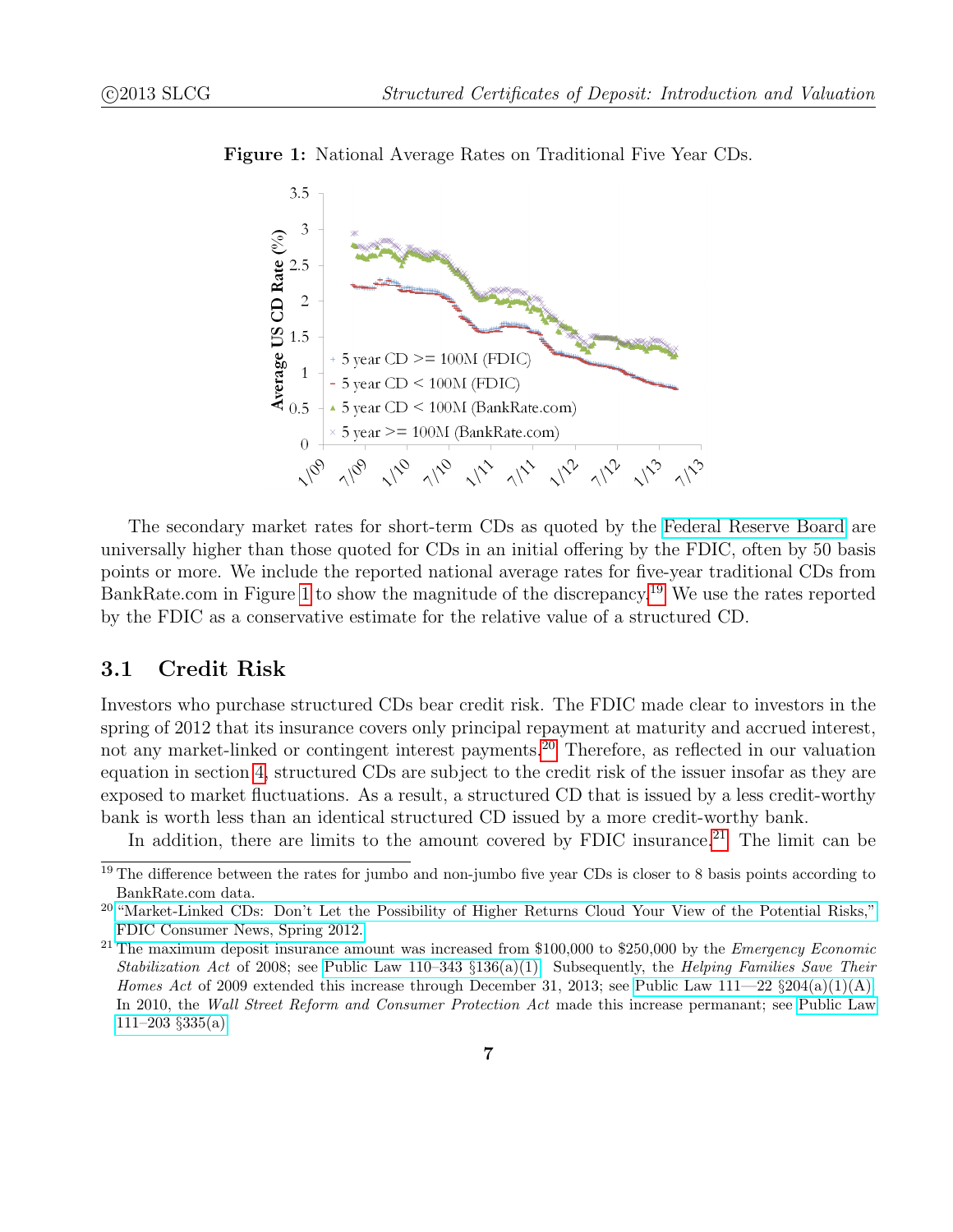**Figure 1:** National Average Rates on Traditional Five Year CDs.

The secondary market rates for short-term CDs as quoted by the Federal Reserve Board are universally higher than those quoted for CDs in an initial offering by the FDIC, often by 50 basis points or more. We include the reported national average rates for five-year traditional CDs from BankRate.com in Figure 1 to show the magnitude of the discrepancy.[19] We use the rates reported by the FDIC as a conservative estimate for the relative value of a structured CD.

## 3.1 Credit Risk

Investors who purchase structured CDs bear credit risk. The FDIC made clear to investors in the spring of 2012 that its insurance covers only principal repayment at maturity and accrued interest, not any market-linked or contingent interest payments.[20] Therefore, as reflected in our valuation equation in section 4, structured CDs are subject to the credit risk of the issuer insofar as they are exposed to market fluctuations. As a result, a structured CD that is issued by a less credit-worthy bank is worth less than an identical structured CD issued by a more credit-worthy bank.

In addition, there are limits to the amount covered by FDIC insurance.[21] The limit can be

---

[19] The difference between the rates for jumbo and non-jumbo five year CDs is closer to 8 basis points according to BankRate.com data.

[20] "Market-Linked CDs: Don't Let the Possibility of Higher Returns Cloud Your View of the Potential Risks," FDIC Consumer News, Spring 2012.

[21] The maximum deposit insurance amount was increased from $100,000 to $250,000 by the *Emergency Economic Stabilization Act* of 2008; see Public Law 110–343 §136(a)(1). Subsequently, the *Helping Families Save Their Homes Act* of 2009 extended this increase through December 31, 2013; see Public Law 111—22 §204(a)(1)(A). In 2010, the *Wall Street Reform and Consumer Protection Act* made this increase permanant; see Public Law 111–203 §335(a).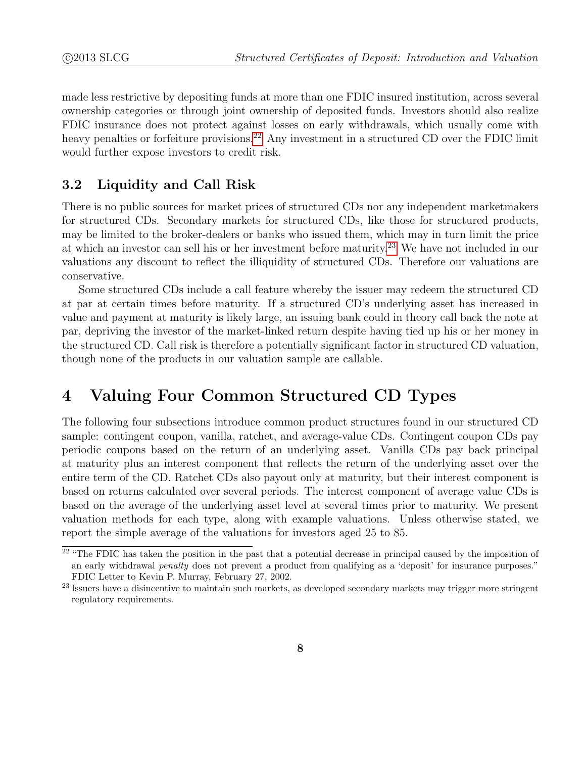made less restrictive by depositing funds at more than one FDIC insured institution, across several ownership categories or through joint ownership of deposited funds. Investors should also realize FDIC insurance does not protect against losses on early withdrawals, which usually come with heavy penalties or forfeiture provisions.[22] Any investment in a structured CD over the FDIC limit would further expose investors to credit risk.

### 3.2 Liquidity and Call Risk

There is no public sources for market prices of structured CDs nor any independent marketmakers for structured CDs. Secondary markets for structured CDs, like those for structured products, may be limited to the broker-dealers or banks who issued them, which may in turn limit the price at which an investor can sell his or her investment before maturity.[23] We have not included in our valuations any discount to reflect the illiquidity of structured CDs. Therefore our valuations are conservative.

Some structured CDs include a call feature whereby the issuer may redeem the structured CD at par at certain times before maturity. If a structured CD's underlying asset has increased in value and payment at maturity is likely large, an issuing bank could in theory call back the note at par, depriving the investor of the market-linked return despite having tied up his or her money in the structured CD. Call risk is therefore a potentially significant factor in structured CD valuation, though none of the products in our valuation sample are callable.

## 4 Valuing Four Common Structured CD Types

The following four subsections introduce common product structures found in our structured CD sample: contingent coupon, vanilla, ratchet, and average-value CDs. Contingent coupon CDs pay periodic coupons based on the return of an underlying asset. Vanilla CDs pay back principal at maturity plus an interest component that reflects the return of the underlying asset over the entire term of the CD. Ratchet CDs also payout only at maturity, but their interest component is based on returns calculated over several periods. The interest component of average value CDs is based on the average of the underlying asset level at several times prior to maturity. We present valuation methods for each type, along with example valuations. Unless otherwise stated, we report the simple average of the valuations for investors aged 25 to 85.

[22] "The FDIC has taken the position in the past that a potential decrease in principal caused by the imposition of an early withdrawal *penalty* does not prevent a product from qualifying as a 'deposit' for insurance purposes." FDIC Letter to Kevin P. Murray, February 27, 2002.

[23] Issuers have a disincentive to maintain such markets, as developed secondary markets may trigger more stringent regulatory requirements.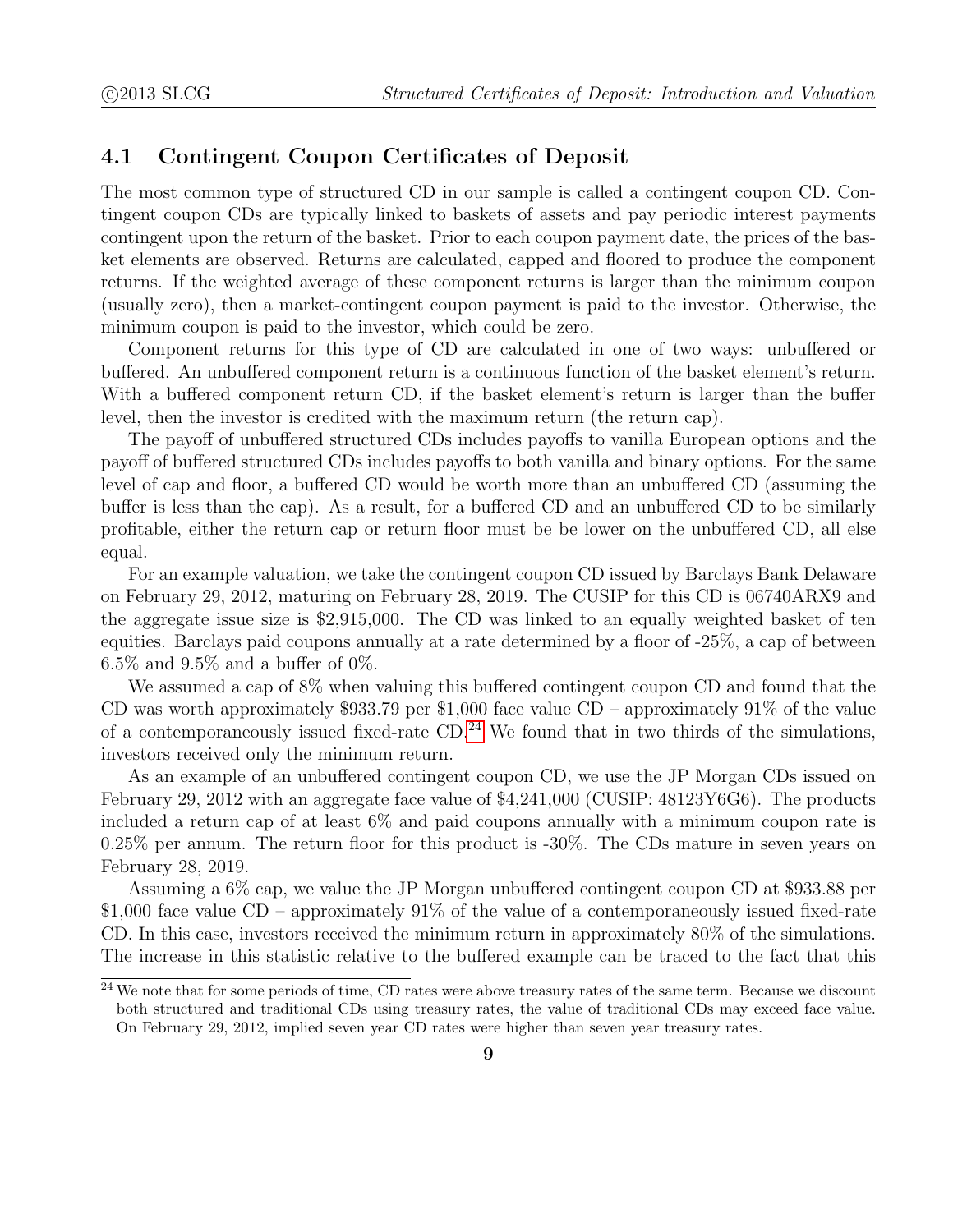### 4.1 Contingent Coupon Certificates of Deposit

The most common type of structured CD in our sample is called a contingent coupon CD. Contingent coupon CDs are typically linked to baskets of assets and pay periodic interest payments contingent upon the return of the basket. Prior to each coupon payment date, the prices of the basket elements are observed. Returns are calculated, capped and floored to produce the component returns. If the weighted average of these component returns is larger than the minimum coupon (usually zero), then a market-contingent coupon payment is paid to the investor. Otherwise, the minimum coupon is paid to the investor, which could be zero.

Component returns for this type of CD are calculated in one of two ways: unbuffered or buffered. An unbuffered component return is a continuous function of the basket element's return. With a buffered component return CD, if the basket element's return is larger than the buffer level, then the investor is credited with the maximum return (the return cap).

The payoff of unbuffered structured CDs includes payoffs to vanilla European options and the payoff of buffered structured CDs includes payoffs to both vanilla and binary options. For the same level of cap and floor, a buffered CD would be worth more than an unbuffered CD (assuming the buffer is less than the cap). As a result, for a buffered CD and an unbuffered CD to be similarly profitable, either the return cap or return floor must be be lower on the unbuffered CD, all else equal.

For an example valuation, we take the contingent coupon CD issued by Barclays Bank Delaware on February 29, 2012, maturing on February 28, 2019. The CUSIP for this CD is 06740ARX9 and the aggregate issue size is $2,915,000. The CD was linked to an equally weighted basket of ten equities. Barclays paid coupons annually at a rate determined by a floor of -25%, a cap of between 6.5% and 9.5% and a buffer of 0%.

We assumed a cap of 8% when valuing this buffered contingent coupon CD and found that the CD was worth approximately $933.79 per $1,000 face value CD – approximately 91% of the value of a contemporaneously issued fixed-rate CD.[24] We found that in two thirds of the simulations, investors received only the minimum return.

As an example of an unbuffered contingent coupon CD, we use the JP Morgan CDs issued on February 29, 2012 with an aggregate face value of $4,241,000 (CUSIP: 48123Y6G6). The products included a return cap of at least 6% and paid coupons annually with a minimum coupon rate is 0.25% per annum. The return floor for this product is -30%. The CDs mature in seven years on February 28, 2019.

Assuming a 6% cap, we value the JP Morgan unbuffered contingent coupon CD at $933.88 per $1,000 face value CD – approximately 91% of the value of a contemporaneously issued fixed-rate CD. In this case, investors received the minimum return in approximately 80% of the simulations. The increase in this statistic relative to the buffered example can be traced to the fact that this

[24] We note that for some periods of time, CD rates were above treasury rates of the same term. Because we discount both structured and traditional CDs using treasury rates, the value of traditional CDs may exceed face value. On February 29, 2012, implied seven year CD rates were higher than seven year treasury rates.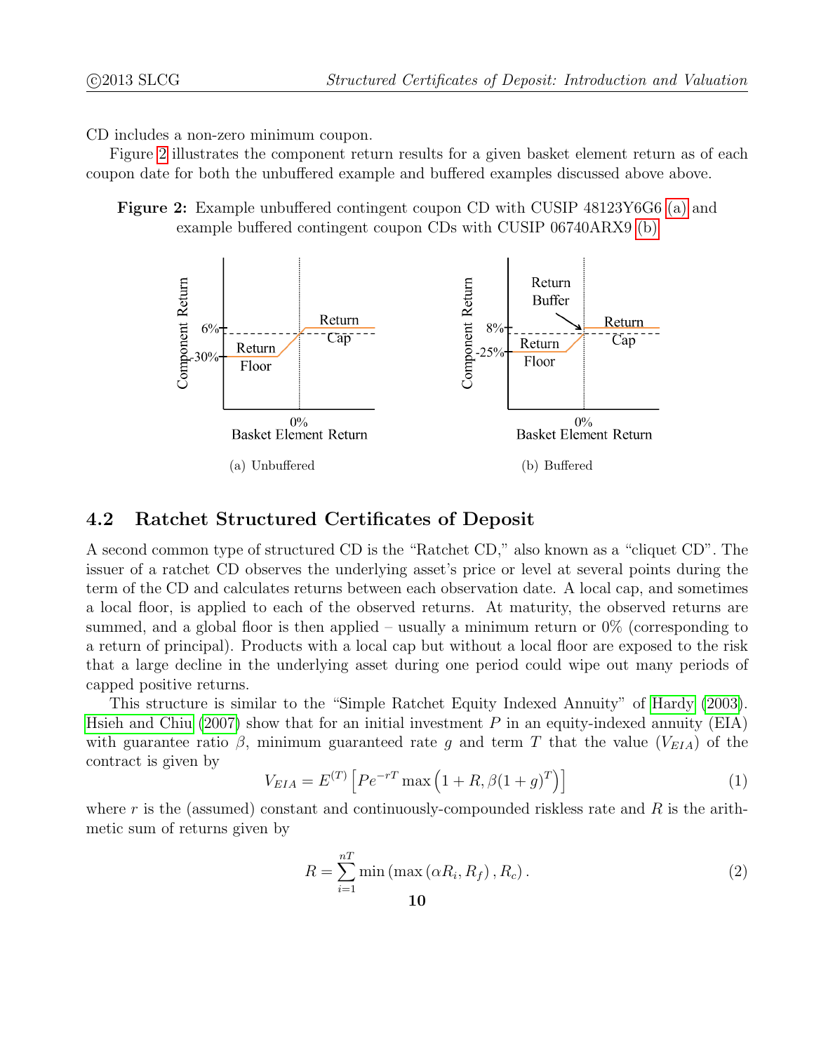CD includes a non-zero minimum coupon.

Figure 2 illustrates the component return results for a given basket element return as of each coupon date for both the unbuffered example and buffered examples discussed above above.

**Figure 2:** Example unbuffered contingent coupon CD with CUSIP 48123Y6G6 (a) and example buffered contingent coupon CDs with CUSIP 06740ARX9 (b)

(a) Unbuffered

(b) Buffered

## 4.2 Ratchet Structured Certificates of Deposit

A second common type of structured CD is the "Ratchet CD," also known as a "cliquet CD". The issuer of a ratchet CD observes the underlying asset's price or level at several points during the term of the CD and calculates returns between each observation date. A local cap, and sometimes a local floor, is applied to each of the observed returns. At maturity, the observed returns are summed, and a global floor is then applied – usually a minimum return or 0% (corresponding to a return of principal). Products with a local cap but without a local floor are exposed to the risk that a large decline in the underlying asset during one period could wipe out many periods of capped positive returns.

This structure is similar to the "Simple Ratchet Equity Indexed Annuity" of Hardy (2003). Hsieh and Chiu (2007) show that for an initial investment $P$ in an equity-indexed annuity (EIA) with guarantee ratio $\beta$, minimum guaranteed rate $g$ and term $T$ that the value ($V_{EIA}$) of the contract is given by

$$V_{EIA} = E^{(T)}\left[Pe^{-rT}\max\left(1+R, \beta(1+g)^T\right)\right] \tag{1}$$

where $r$ is the (assumed) constant and continuously-compounded riskless rate and $R$ is the arithmetic sum of returns given by

$$R = \sum_{i=1}^{nT} \min\left(\max\left(\alpha R_i, R_f\right), R_c\right). \tag{2}$$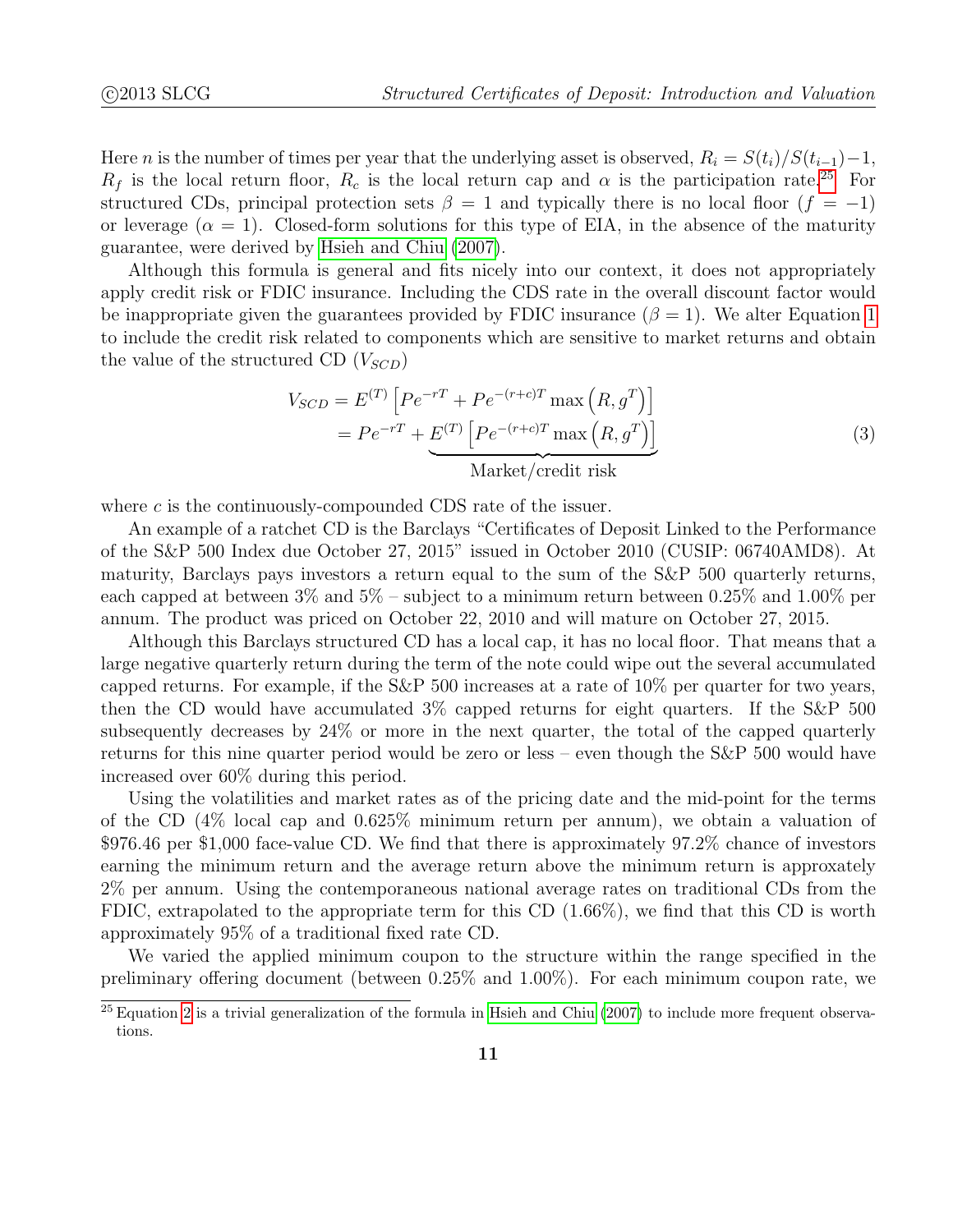Here $n$ is the number of times per year that the underlying asset is observed, $R_i = S(t_i)/S(t_{i-1}) - 1$, $R_f$ is the local return floor, $R_c$ is the local return cap and $\alpha$ is the participation rate.[25] For structured CDs, principal protection sets $\beta = 1$ and typically there is no local floor ($f = -1$) or leverage ($\alpha = 1$). Closed-form solutions for this type of EIA, in the absence of the maturity guarantee, were derived by Hsieh and Chiu (2007).

Although this formula is general and fits nicely into our context, it does not appropriately apply credit risk or FDIC insurance. Including the CDS rate in the overall discount factor would be inappropriate given the guarantees provided by FDIC insurance ($\beta = 1$). We alter Equation 1 to include the credit risk related to components which are sensitive to market returns and obtain the value of the structured CD ($V_{SCD}$)

$$
\begin{aligned}
V_{SCD} &= E^{(T)}\left[Pe^{-rT} + Pe^{-(r+c)T}\max\left(R, g^T\right)\right] \\
&= Pe^{-rT} + \underbrace{E^{(T)}\left[Pe^{-(r+c)T}\max\left(R, g^T\right)\right]}_{\text{Market/credit risk}}
\end{aligned}
\tag{3}
$$

where $c$ is the continuously-compounded CDS rate of the issuer.

An example of a ratchet CD is the Barclays "Certificates of Deposit Linked to the Performance of the S&P 500 Index due October 27, 2015" issued in October 2010 (CUSIP: 06740AMD8). At maturity, Barclays pays investors a return equal to the sum of the S&P 500 quarterly returns, each capped at between 3% and 5% – subject to a minimum return between 0.25% and 1.00% per annum. The product was priced on October 22, 2010 and will mature on October 27, 2015.

Although this Barclays structured CD has a local cap, it has no local floor. That means that a large negative quarterly return during the term of the note could wipe out the several accumulated capped returns. For example, if the S&P 500 increases at a rate of 10% per quarter for two years, then the CD would have accumulated 3% capped returns for eight quarters. If the S&P 500 subsequently decreases by 24% or more in the next quarter, the total of the capped quarterly returns for this nine quarter period would be zero or less – even though the S&P 500 would have increased over 60% during this period.

Using the volatilities and market rates as of the pricing date and the mid-point for the terms of the CD (4% local cap and 0.625% minimum return per annum), we obtain a valuation of \$976.46 per \$1,000 face-value CD. We find that there is approximately 97.2% chance of investors earning the minimum return and the average return above the minimum return is approxately 2% per annum. Using the contemporaneous national average rates on traditional CDs from the FDIC, extrapolated to the appropriate term for this CD (1.66%), we find that this CD is worth approximately 95% of a traditional fixed rate CD.

We varied the applied minimum coupon to the structure within the range specified in the preliminary offering document (between 0.25% and 1.00%). For each minimum coupon rate, we

[25] Equation 2 is a trivial generalization of the formula in Hsieh and Chiu (2007) to include more frequent observations.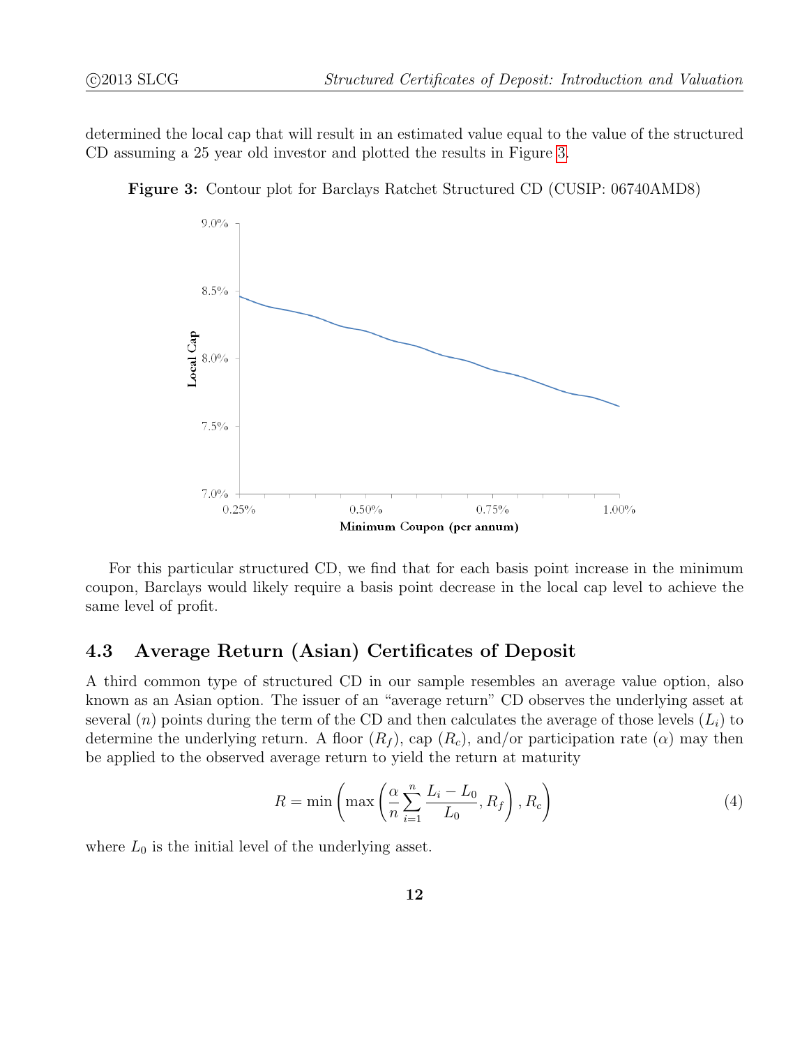determined the local cap that will result in an estimated value equal to the value of the structured CD assuming a 25 year old investor and plotted the results in Figure 3.

**Figure 3:** Contour plot for Barclays Ratchet Structured CD (CUSIP: 06740AMD8)

For this particular structured CD, we find that for each basis point increase in the minimum coupon, Barclays would likely require a basis point decrease in the local cap level to achieve the same level of profit.

## 4.3 Average Return (Asian) Certificates of Deposit

A third common type of structured CD in our sample resembles an average value option, also known as an Asian option. The issuer of an "average return" CD observes the underlying asset at several ($n$) points during the term of the CD and then calculates the average of those levels ($L_i$) to determine the underlying return. A floor ($R_f$), cap ($R_c$), and/or participation rate ($\alpha$) may then be applied to the observed average return to yield the return at maturity

$$R = \min\left(\max\left(\frac{\alpha}{n}\sum_{i=1}^{n}\frac{L_i - L_0}{L_0}, R_f\right), R_c\right) \tag{4}$$

where $L_0$ is the initial level of the underlying asset.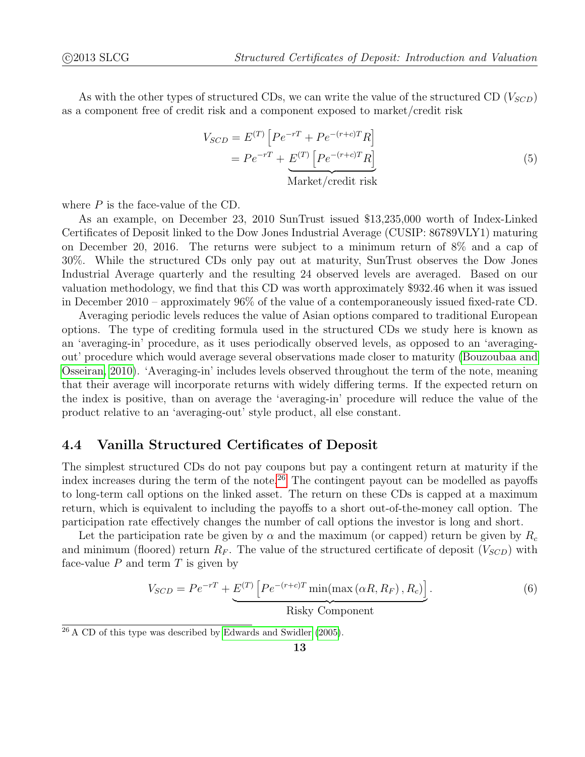As with the other types of structured CDs, we can write the value of the structured CD ($V_{SCD}$) as a component free of credit risk and a component exposed to market/credit risk

$$
\begin{aligned}
V_{SCD} &= E^{(T)}\left[Pe^{-rT} + Pe^{-(r+c)T}R\right] \\
&= Pe^{-rT} + \underbrace{E^{(T)}\left[Pe^{-(r+c)T}R\right]}_{\text{Market/credit risk}}
\end{aligned}
\tag{5}
$$

where $P$ is the face-value of the CD.

As an example, on December 23, 2010 SunTrust issued \$13,235,000 worth of Index-Linked Certificates of Deposit linked to the Dow Jones Industrial Average (CUSIP: 86789VLY1) maturing on December 20, 2016. The returns were subject to a minimum return of 8% and a cap of 30%. While the structured CDs only pay out at maturity, SunTrust observes the Dow Jones Industrial Average quarterly and the resulting 24 observed levels are averaged. Based on our valuation methodology, we find that this CD was worth approximately \$932.46 when it was issued in December 2010 – approximately 96% of the value of a contemporaneously issued fixed-rate CD.

Averaging periodic levels reduces the value of Asian options compared to traditional European options. The type of crediting formula used in the structured CDs we study here is known as an 'averaging-in' procedure, as it uses periodically observed levels, as opposed to an 'averaging-out' procedure which would average several observations made closer to maturity (Bouzoubaa and Osseiran, 2010). 'Averaging-in' includes levels observed throughout the term of the note, meaning that their average will incorporate returns with widely differing terms. If the expected return on the index is positive, than on average the 'averaging-in' procedure will reduce the value of the product relative to an 'averaging-out' style product, all else constant.

## 4.4 Vanilla Structured Certificates of Deposit

The simplest structured CDs do not pay coupons but pay a contingent return at maturity if the index increases during the term of the note.[26] The contingent payout can be modelled as payoffs to long-term call options on the linked asset. The return on these CDs is capped at a maximum return, which is equivalent to including the payoffs to a short out-of-the-money call option. The participation rate effectively changes the number of call options the investor is long and short.

Let the participation rate be given by $\alpha$ and the maximum (or capped) return be given by $R_c$ and minimum (floored) return $R_F$. The value of the structured certificate of deposit ($V_{SCD}$) with face-value $P$ and term $T$ is given by

$$
V_{SCD} = Pe^{-rT} + \underbrace{E^{(T)}\left[Pe^{-(r+c)T}\min(\max\left(\alpha R, R_F\right), R_c)\right]}_{\text{Risky Component}}.
\tag{6}
$$

[26] A CD of this type was described by Edwards and Swidler (2005).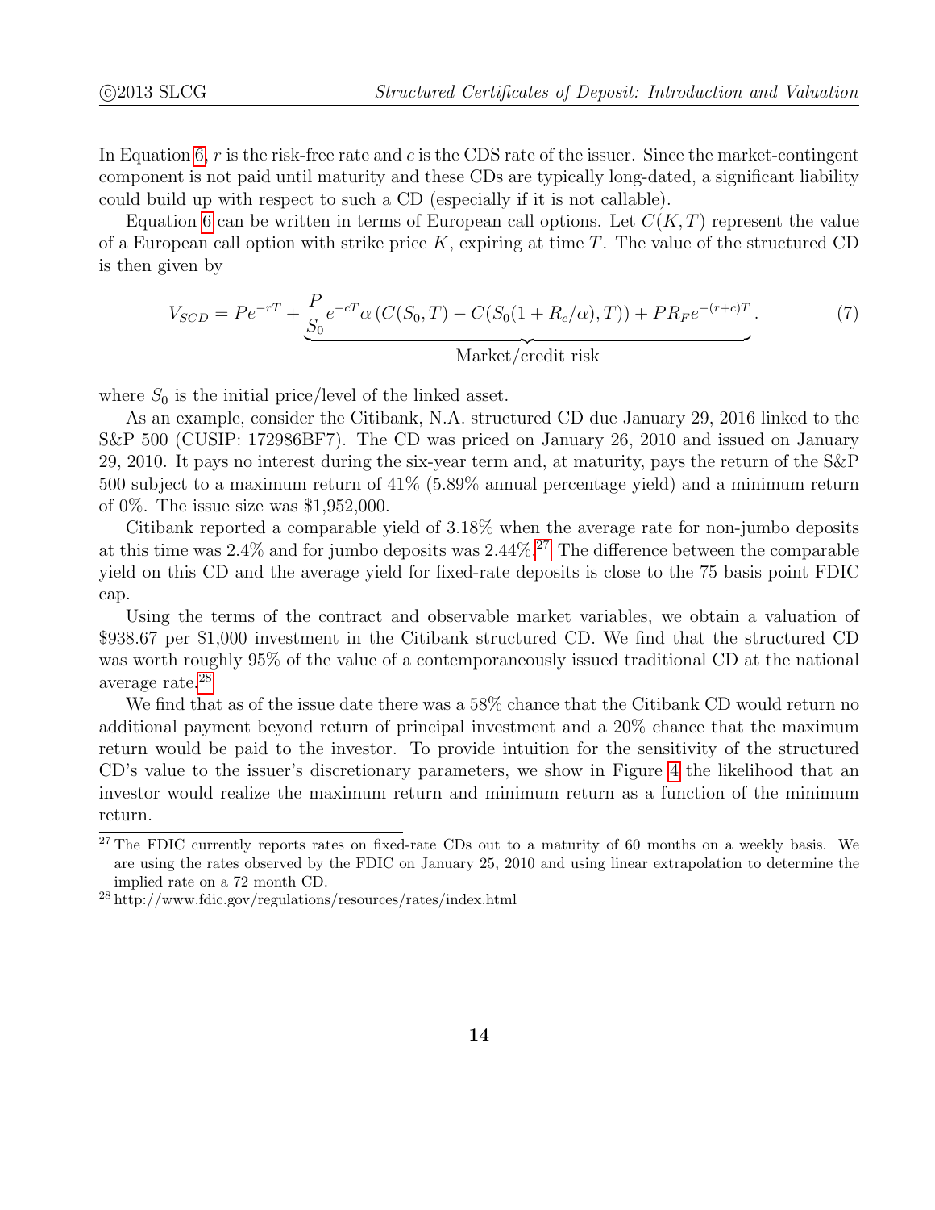In Equation 6, $r$ is the risk-free rate and $c$ is the CDS rate of the issuer. Since the market-contingent component is not paid until maturity and these CDs are typically long-dated, a significant liability could build up with respect to such a CD (especially if it is not callable).

Equation 6 can be written in terms of European call options. Let $C(K, T)$ represent the value of a European call option with strike price $K$, expiring at time $T$. The value of the structured CD is then given by

$$V_{SCD} = Pe^{-rT} + \underbrace{\frac{P}{S_0} e^{-cT} \alpha \left( C(S_0, T) - C(S_0(1 + R_c/\alpha), T) \right) + PR_F e^{-(r+c)T}}_{\text{Market/credit risk}}. \tag{7}$$

where $S_0$ is the initial price/level of the linked asset.

As an example, consider the Citibank, N.A. structured CD due January 29, 2016 linked to the S&P 500 (CUSIP: 172986BF7). The CD was priced on January 26, 2010 and issued on January 29, 2010. It pays no interest during the six-year term and, at maturity, pays the return of the S&P 500 subject to a maximum return of 41% (5.89% annual percentage yield) and a minimum return of 0%. The issue size was $1,952,000.

Citibank reported a comparable yield of 3.18% when the average rate for non-jumbo deposits at this time was 2.4% and for jumbo deposits was 2.44%.[27] The difference between the comparable yield on this CD and the average yield for fixed-rate deposits is close to the 75 basis point FDIC cap.

Using the terms of the contract and observable market variables, we obtain a valuation of $938.67 per $1,000 investment in the Citibank structured CD. We find that the structured CD was worth roughly 95% of the value of a contemporaneously issued traditional CD at the national average rate.[28]

We find that as of the issue date there was a 58% chance that the Citibank CD would return no additional payment beyond return of principal investment and a 20% chance that the maximum return would be paid to the investor. To provide intuition for the sensitivity of the structured CD's value to the issuer's discretionary parameters, we show in Figure 4 the likelihood that an investor would realize the maximum return and minimum return as a function of the minimum return.

[27] The FDIC currently reports rates on fixed-rate CDs out to a maturity of 60 months on a weekly basis. We are using the rates observed by the FDIC on January 25, 2010 and using linear extrapolation to determine the implied rate on a 72 month CD.

[28] http://www.fdic.gov/regulations/resources/rates/index.html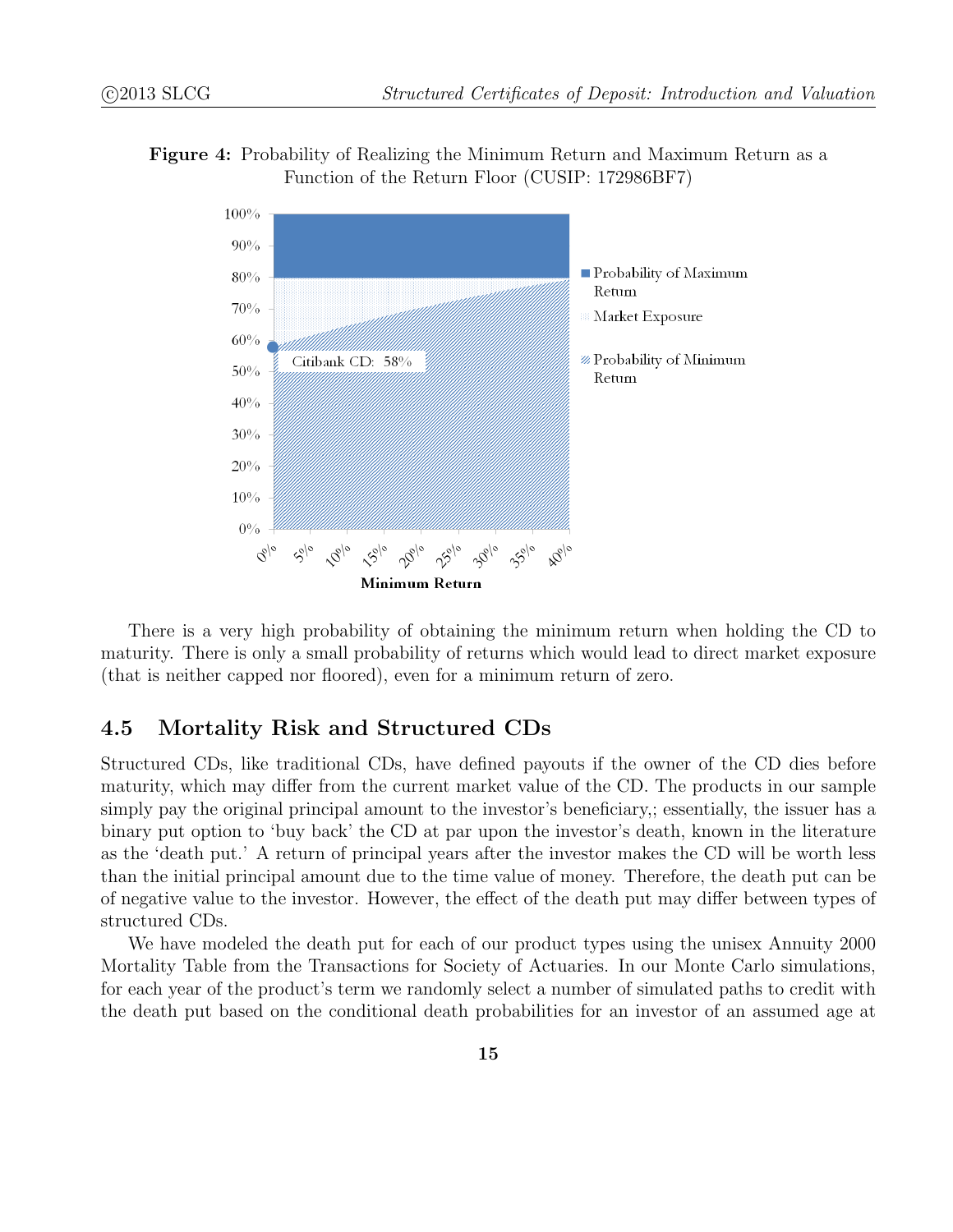**Figure 4:** Probability of Realizing the Minimum Return and Maximum Return as a Function of the Return Floor (CUSIP: 172986BF7)

There is a very high probability of obtaining the minimum return when holding the CD to maturity. There is only a small probability of returns which would lead to direct market exposure (that is neither capped nor floored), even for a minimum return of zero.

## 4.5 Mortality Risk and Structured CDs

Structured CDs, like traditional CDs, have defined payouts if the owner of the CD dies before maturity, which may differ from the current market value of the CD. The products in our sample simply pay the original principal amount to the investor's beneficiary,; essentially, the issuer has a binary put option to 'buy back' the CD at par upon the investor's death, known in the literature as the 'death put.' A return of principal years after the investor makes the CD will be worth less than the initial principal amount due to the time value of money. Therefore, the death put can be of negative value to the investor. However, the effect of the death put may differ between types of structured CDs.

We have modeled the death put for each of our product types using the unisex Annuity 2000 Mortality Table from the Transactions for Society of Actuaries. In our Monte Carlo simulations, for each year of the product's term we randomly select a number of simulated paths to credit with the death put based on the conditional death probabilities for an investor of an assumed age at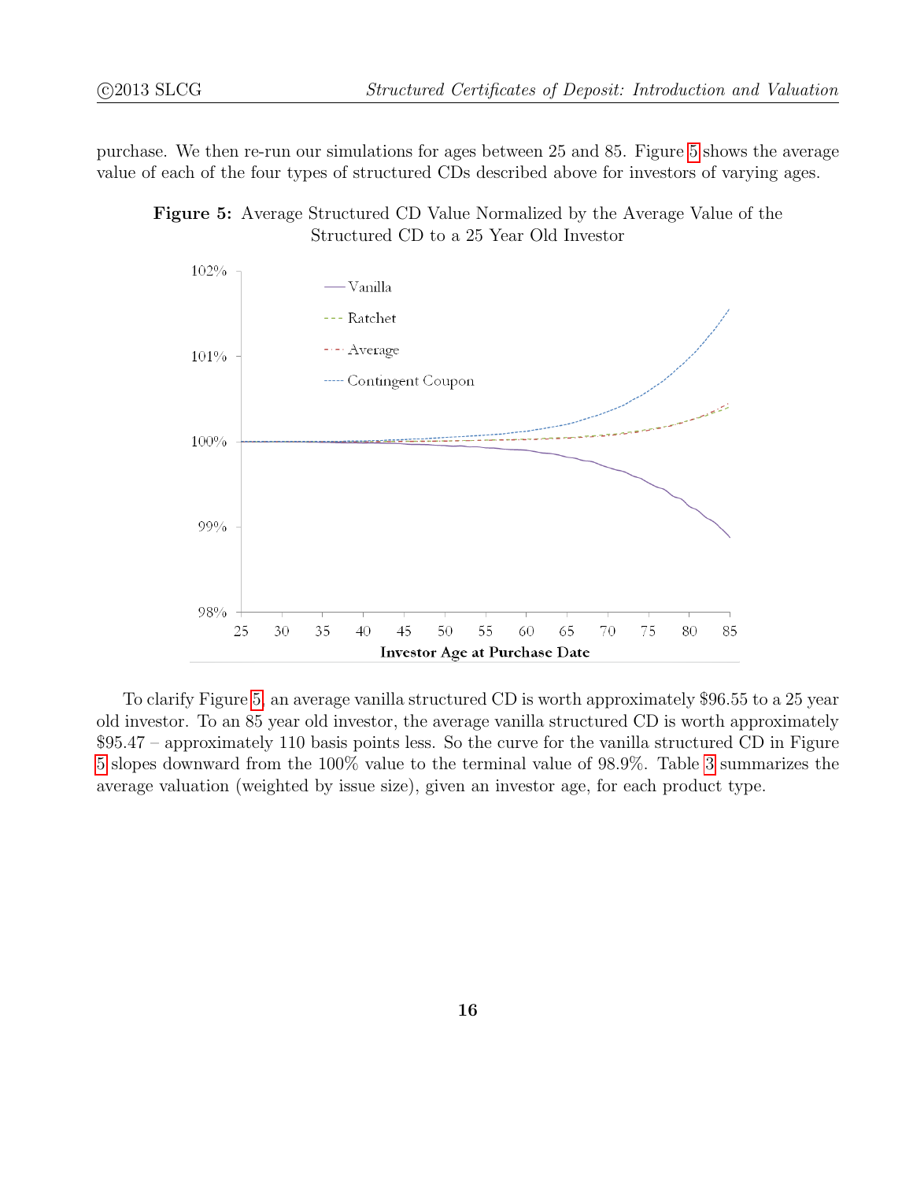purchase. We then re-run our simulations for ages between 25 and 85. Figure 5 shows the average value of each of the four types of structured CDs described above for investors of varying ages.

**Figure 5:** Average Structured CD Value Normalized by the Average Value of the Structured CD to a 25 Year Old Investor

To clarify Figure 5, an average vanilla structured CD is worth approximately $96.55 to a 25 year old investor. To an 85 year old investor, the average vanilla structured CD is worth approximately $95.47 – approximately 110 basis points less. So the curve for the vanilla structured CD in Figure 5 slopes downward from the 100% value to the terminal value of 98.9%. Table 3 summarizes the average valuation (weighted by issue size), given an investor age, for each product type.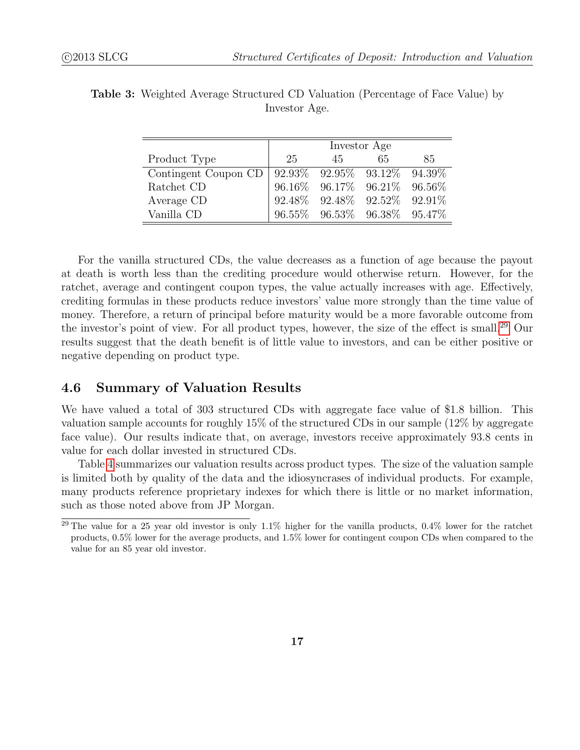**Table 3:** Weighted Average Structured CD Valuation (Percentage of Face Value) by Investor Age.

| | Investor Age | | | |
|---|---|---|---|---|
| Product Type | 25 | 45 | 65 | 85 |
| Contingent Coupon CD | 92.93% | 92.95% | 93.12% | 94.39% |
| Ratchet CD | 96.16% | 96.17% | 96.21% | 96.56% |
| Average CD | 92.48% | 92.48% | 92.52% | 92.91% |
| Vanilla CD | 96.55% | 96.53% | 96.38% | 95.47% |

For the vanilla structured CDs, the value decreases as a function of age because the payout at death is worth less than the crediting procedure would otherwise return. However, for the ratchet, average and contingent coupon types, the value actually increases with age. Effectively, crediting formulas in these products reduce investors' value more strongly than the time value of money. Therefore, a return of principal before maturity would be a more favorable outcome from the investor's point of view. For all product types, however, the size of the effect is small.[29] Our results suggest that the death benefit is of little value to investors, and can be either positive or negative depending on product type.

## 4.6 Summary of Valuation Results

We have valued a total of 303 structured CDs with aggregate face value of $1.8 billion. This valuation sample accounts for roughly 15% of the structured CDs in our sample (12% by aggregate face value). Our results indicate that, on average, investors receive approximately 93.8 cents in value for each dollar invested in structured CDs.

Table 4 summarizes our valuation results across product types. The size of the valuation sample is limited both by quality of the data and the idiosyncrases of individual products. For example, many products reference proprietary indexes for which there is little or no market information, such as those noted above from JP Morgan.

[29] The value for a 25 year old investor is only 1.1% higher for the vanilla products, 0.4% lower for the ratchet products, 0.5% lower for the average products, and 1.5% lower for contingent coupon CDs when compared to the value for an 85 year old investor.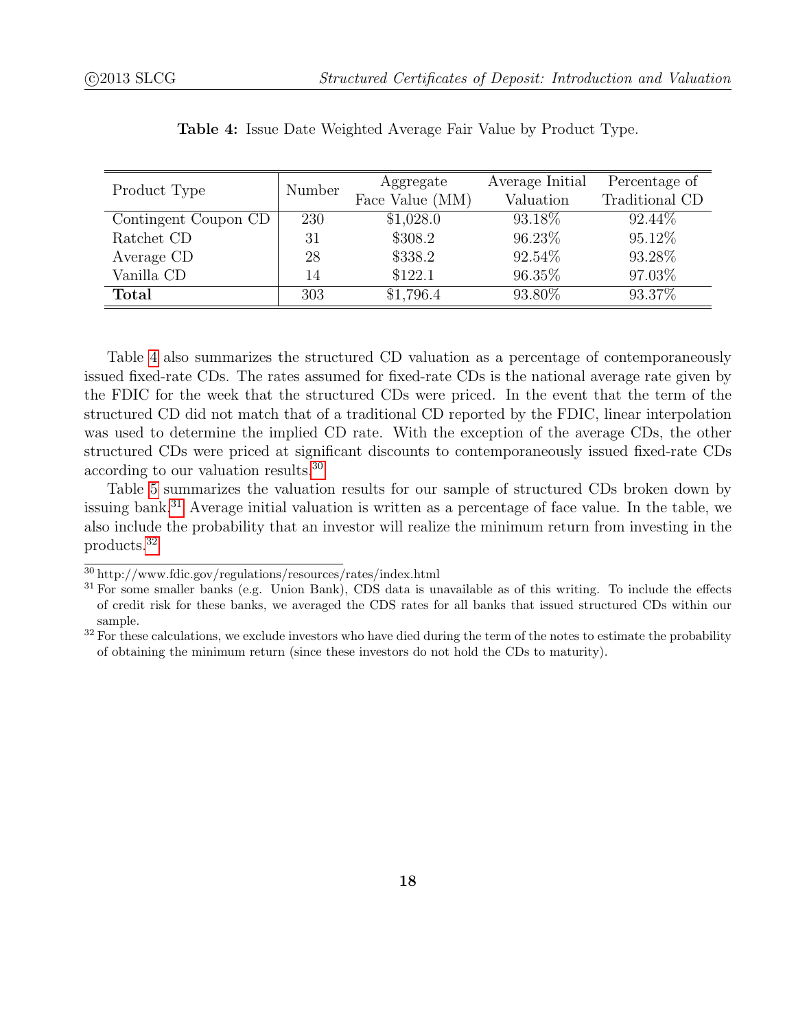**Table 4:** Issue Date Weighted Average Fair Value by Product Type.

| Product Type | Number | Aggregate Face Value (MM) | Average Initial Valuation | Percentage of Traditional CD |
|---|---|---|---|---|
| Contingent Coupon CD | 230 | $1,028.0 | 93.18% | 92.44% |
| Ratchet CD | 31 | $308.2 | 96.23% | 95.12% |
| Average CD | 28 | $338.2 | 92.54% | 93.28% |
| Vanilla CD | 14 | $122.1 | 96.35% | 97.03% |
| **Total** | 303 | $1,796.4 | 93.80% | 93.37% |

Table 4 also summarizes the structured CD valuation as a percentage of contemporaneously issued fixed-rate CDs. The rates assumed for fixed-rate CDs is the national average rate given by the FDIC for the week that the structured CDs were priced. In the event that the term of the structured CD did not match that of a traditional CD reported by the FDIC, linear interpolation was used to determine the implied CD rate. With the exception of the average CDs, the other structured CDs were priced at significant discounts to contemporaneously issued fixed-rate CDs according to our valuation results.[30]

Table 5 summarizes the valuation results for our sample of structured CDs broken down by issuing bank.[31] Average initial valuation is written as a percentage of face value. In the table, we also include the probability that an investor will realize the minimum return from investing in the products.[32]

[30] http://www.fdic.gov/regulations/resources/rates/index.html

[31] For some smaller banks (e.g. Union Bank), CDS data is unavailable as of this writing. To include the effects of credit risk for these banks, we averaged the CDS rates for all banks that issued structured CDs within our sample.

[32] For these calculations, we exclude investors who have died during the term of the notes to estimate the probability of obtaining the minimum return (since these investors do not hold the CDs to maturity).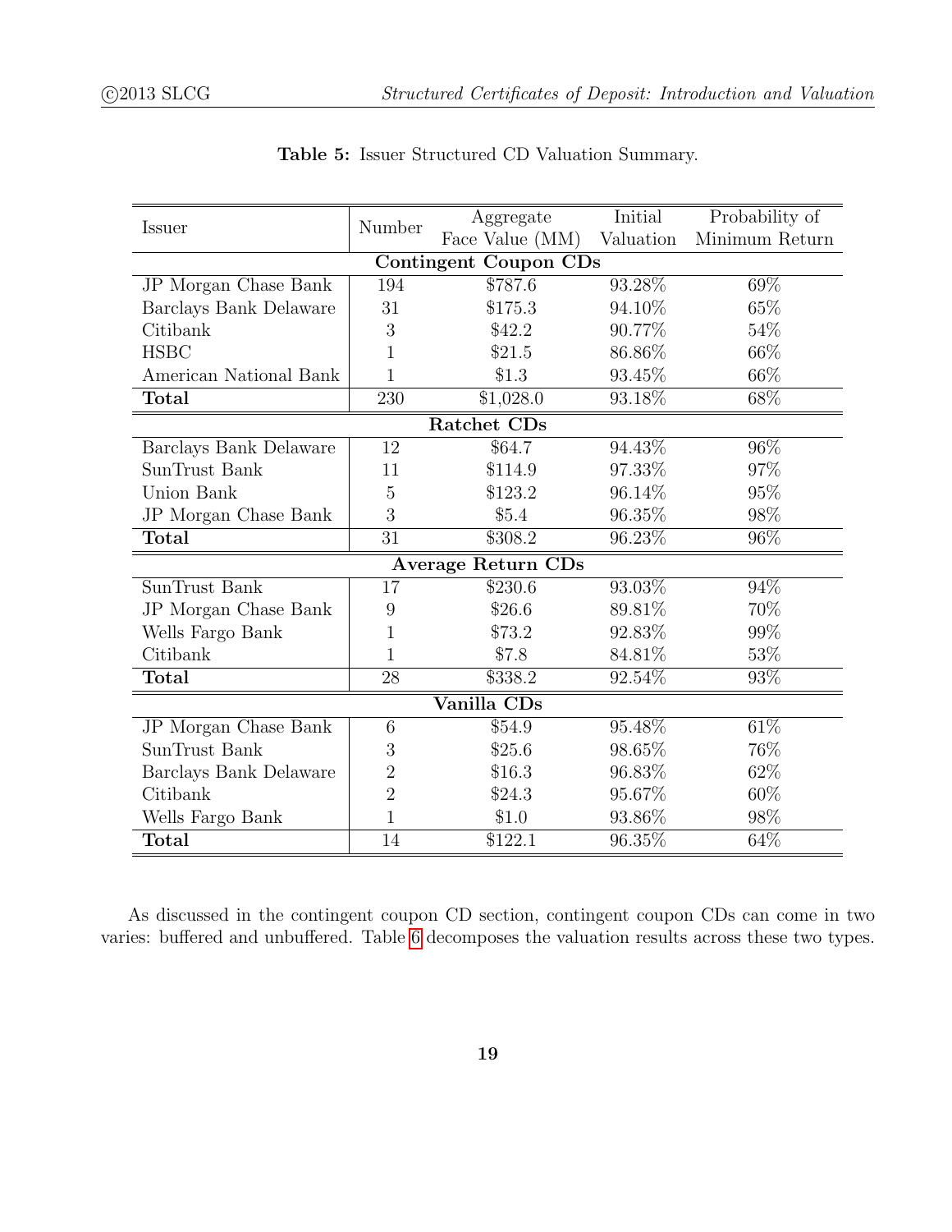**Table 5:** Issuer Structured CD Valuation Summary.

| Issuer | Number | Aggregate Face Value (MM) | Initial Valuation | Probability of Minimum Return |
|---|---|---|---|---|
| **Contingent Coupon CDs** | | | | |
| JP Morgan Chase Bank | 194 | $787.6 | 93.28% | 69% |
| Barclays Bank Delaware | 31 | $175.3 | 94.10% | 65% |
| Citibank | 3 | $42.2 | 90.77% | 54% |
| HSBC | 1 | $21.5 | 86.86% | 66% |
| American National Bank | 1 | $1.3 | 93.45% | 66% |
| **Total** | 230 | $1,028.0 | 93.18% | 68% |
| **Ratchet CDs** | | | | |
| Barclays Bank Delaware | 12 | $64.7 | 94.43% | 96% |
| SunTrust Bank | 11 | $114.9 | 97.33% | 97% |
| Union Bank | 5 | $123.2 | 96.14% | 95% |
| JP Morgan Chase Bank | 3 | $5.4 | 96.35% | 98% |
| **Total** | 31 | $308.2 | 96.23% | 96% |
| **Average Return CDs** | | | | |
| SunTrust Bank | 17 | $230.6 | 93.03% | 94% |
| JP Morgan Chase Bank | 9 | $26.6 | 89.81% | 70% |
| Wells Fargo Bank | 1 | $73.2 | 92.83% | 99% |
| Citibank | 1 | $7.8 | 84.81% | 53% |
| **Total** | 28 | $338.2 | 92.54% | 93% |
| **Vanilla CDs** | | | | |
| JP Morgan Chase Bank | 6 | $54.9 | 95.48% | 61% |
| SunTrust Bank | 3 | $25.6 | 98.65% | 76% |
| Barclays Bank Delaware | 2 | $16.3 | 96.83% | 62% |
| Citibank | 2 | $24.3 | 95.67% | 60% |
| Wells Fargo Bank | 1 | $1.0 | 93.86% | 98% |
| **Total** | 14 | $122.1 | 96.35% | 64% |

As discussed in the contingent coupon CD section, contingent coupon CDs can come in two varies: buffered and unbuffered. Table 6 decomposes the valuation results across these two types.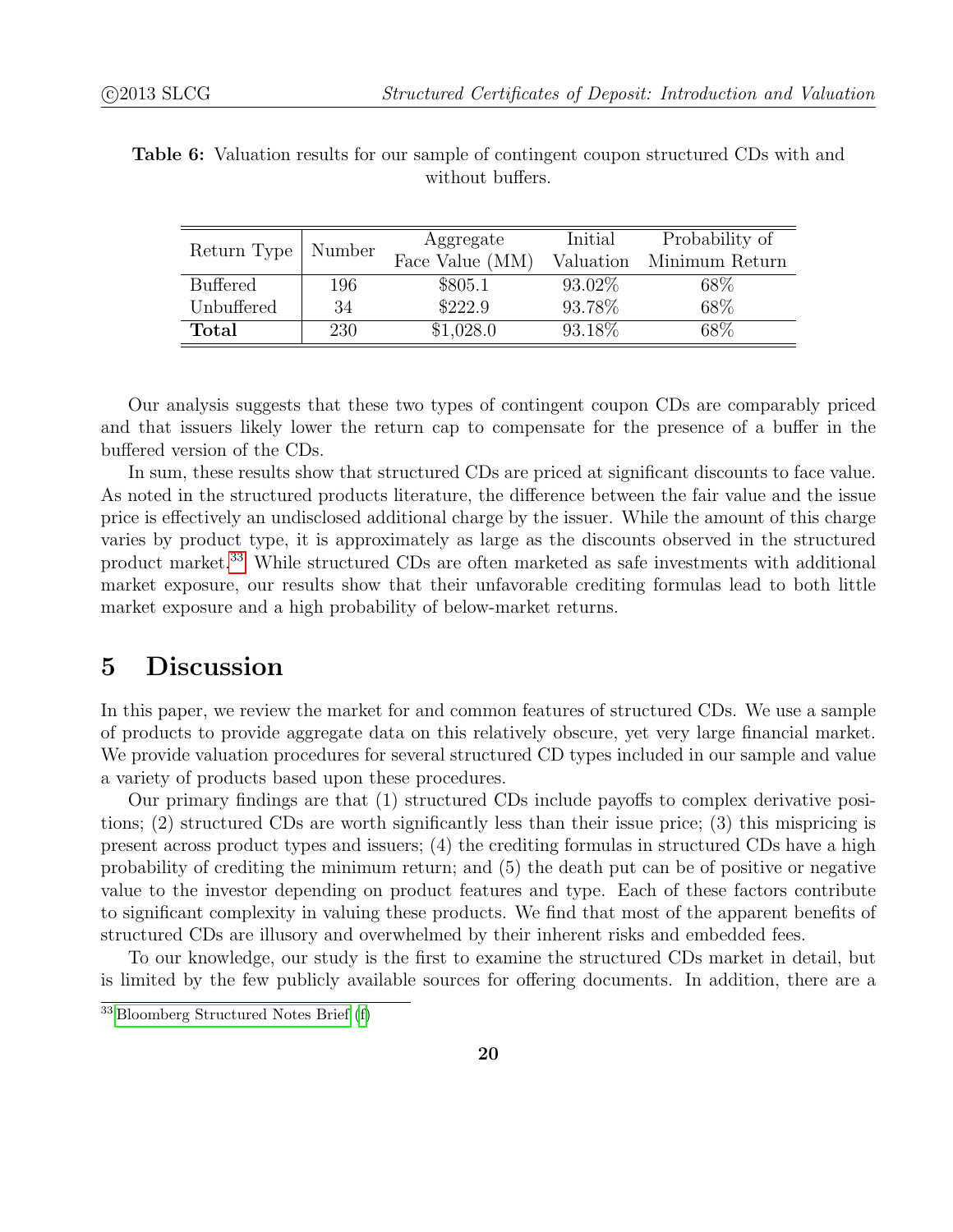**Table 6:** Valuation results for our sample of contingent coupon structured CDs with and without buffers.

| Return Type | Number | Aggregate Face Value (MM) | Initial Valuation | Probability of Minimum Return |
|---|---|---|---|---|
| Buffered | 196 | $805.1 | 93.02% | 68% |
| Unbuffered | 34 | $222.9 | 93.78% | 68% |
| **Total** | 230 | $1,028.0 | 93.18% | 68% |

Our analysis suggests that these two types of contingent coupon CDs are comparably priced and that issuers likely lower the return cap to compensate for the presence of a buffer in the buffered version of the CDs.

In sum, these results show that structured CDs are priced at significant discounts to face value. As noted in the structured products literature, the difference between the fair value and the issue price is effectively an undisclosed additional charge by the issuer. While the amount of this charge varies by product type, it is approximately as large as the discounts observed in the structured product market.[33] While structured CDs are often marketed as safe investments with additional market exposure, our results show that their unfavorable crediting formulas lead to both little market exposure and a high probability of below-market returns.

# 5 Discussion

In this paper, we review the market for and common features of structured CDs. We use a sample of products to provide aggregate data on this relatively obscure, yet very large financial market. We provide valuation procedures for several structured CD types included in our sample and value a variety of products based upon these procedures.

Our primary findings are that (1) structured CDs include payoffs to complex derivative positions; (2) structured CDs are worth significantly less than their issue price; (3) this mispricing is present across product types and issuers; (4) the crediting formulas in structured CDs have a high probability of crediting the minimum return; and (5) the death put can be of positive or negative value to the investor depending on product features and type. Each of these factors contribute to significant complexity in valuing these products. We find that most of the apparent benefits of structured CDs are illusory and overwhelmed by their inherent risks and embedded fees.

To our knowledge, our study is the first to examine the structured CDs market in detail, but is limited by the few publicly available sources for offering documents. In addition, there are a

[33] Bloomberg Structured Notes Brief (f)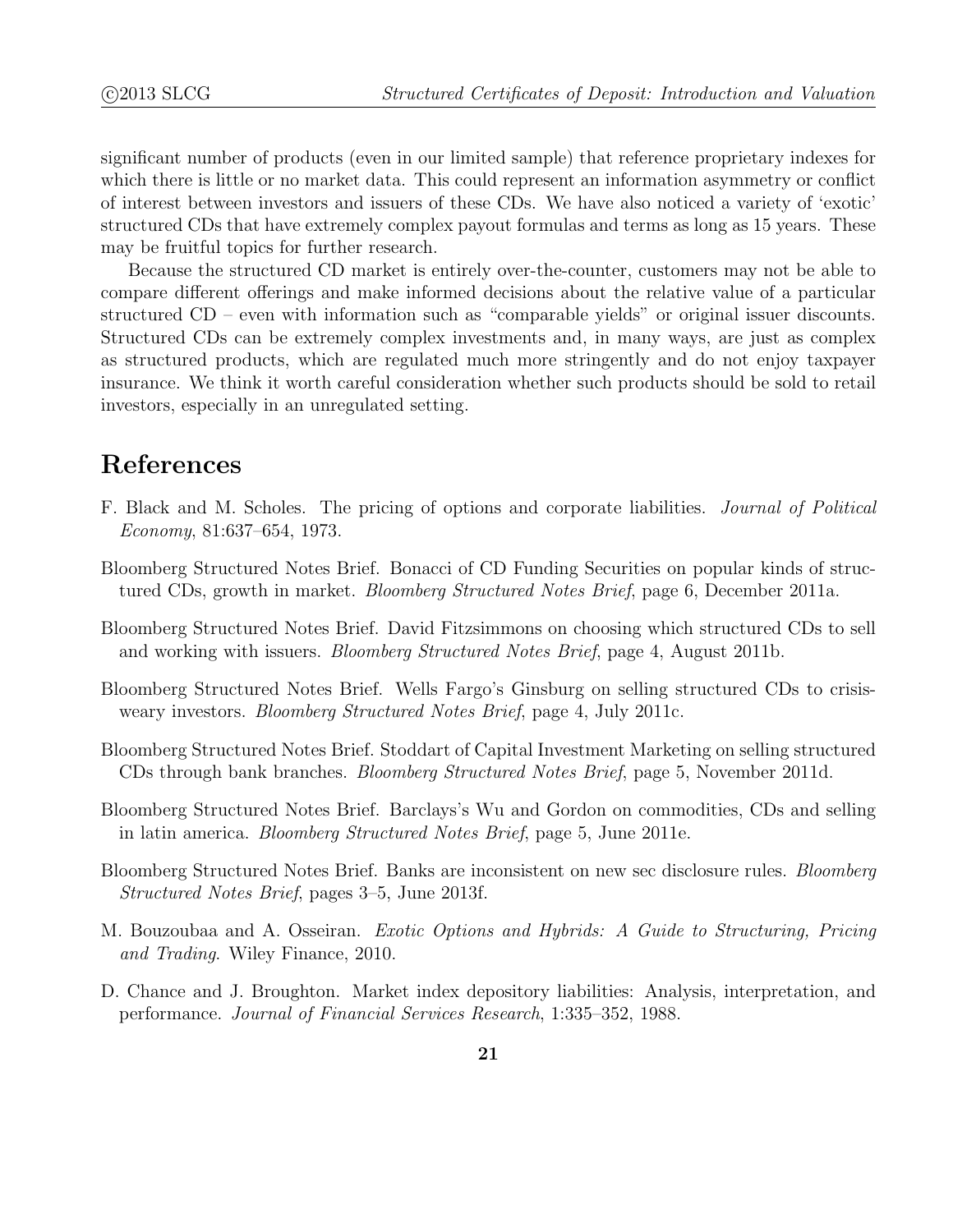significant number of products (even in our limited sample) that reference proprietary indexes for which there is little or no market data. This could represent an information asymmetry or conflict of interest between investors and issuers of these CDs. We have also noticed a variety of 'exotic' structured CDs that have extremely complex payout formulas and terms as long as 15 years. These may be fruitful topics for further research.

Because the structured CD market is entirely over-the-counter, customers may not be able to compare different offerings and make informed decisions about the relative value of a particular structured CD – even with information such as "comparable yields" or original issuer discounts. Structured CDs can be extremely complex investments and, in many ways, are just as complex as structured products, which are regulated much more stringently and do not enjoy taxpayer insurance. We think it worth careful consideration whether such products should be sold to retail investors, especially in an unregulated setting.

# References

F. Black and M. Scholes. The pricing of options and corporate liabilities. *Journal of Political Economy*, 81:637–654, 1973.

Bloomberg Structured Notes Brief. Bonacci of CD Funding Securities on popular kinds of structured CDs, growth in market. *Bloomberg Structured Notes Brief*, page 6, December 2011a.

Bloomberg Structured Notes Brief. David Fitzsimmons on choosing which structured CDs to sell and working with issuers. *Bloomberg Structured Notes Brief*, page 4, August 2011b.

Bloomberg Structured Notes Brief. Wells Fargo's Ginsburg on selling structured CDs to crisis-weary investors. *Bloomberg Structured Notes Brief*, page 4, July 2011c.

Bloomberg Structured Notes Brief. Stoddart of Capital Investment Marketing on selling structured CDs through bank branches. *Bloomberg Structured Notes Brief*, page 5, November 2011d.

Bloomberg Structured Notes Brief. Barclays's Wu and Gordon on commodities, CDs and selling in latin america. *Bloomberg Structured Notes Brief*, page 5, June 2011e.

Bloomberg Structured Notes Brief. Banks are inconsistent on new sec disclosure rules. *Bloomberg Structured Notes Brief*, pages 3–5, June 2013f.

M. Bouzoubaa and A. Osseiran. *Exotic Options and Hybrids: A Guide to Structuring, Pricing and Trading*. Wiley Finance, 2010.

D. Chance and J. Broughton. Market index depository liabilities: Analysis, interpretation, and performance. *Journal of Financial Services Research*, 1:335–352, 1988.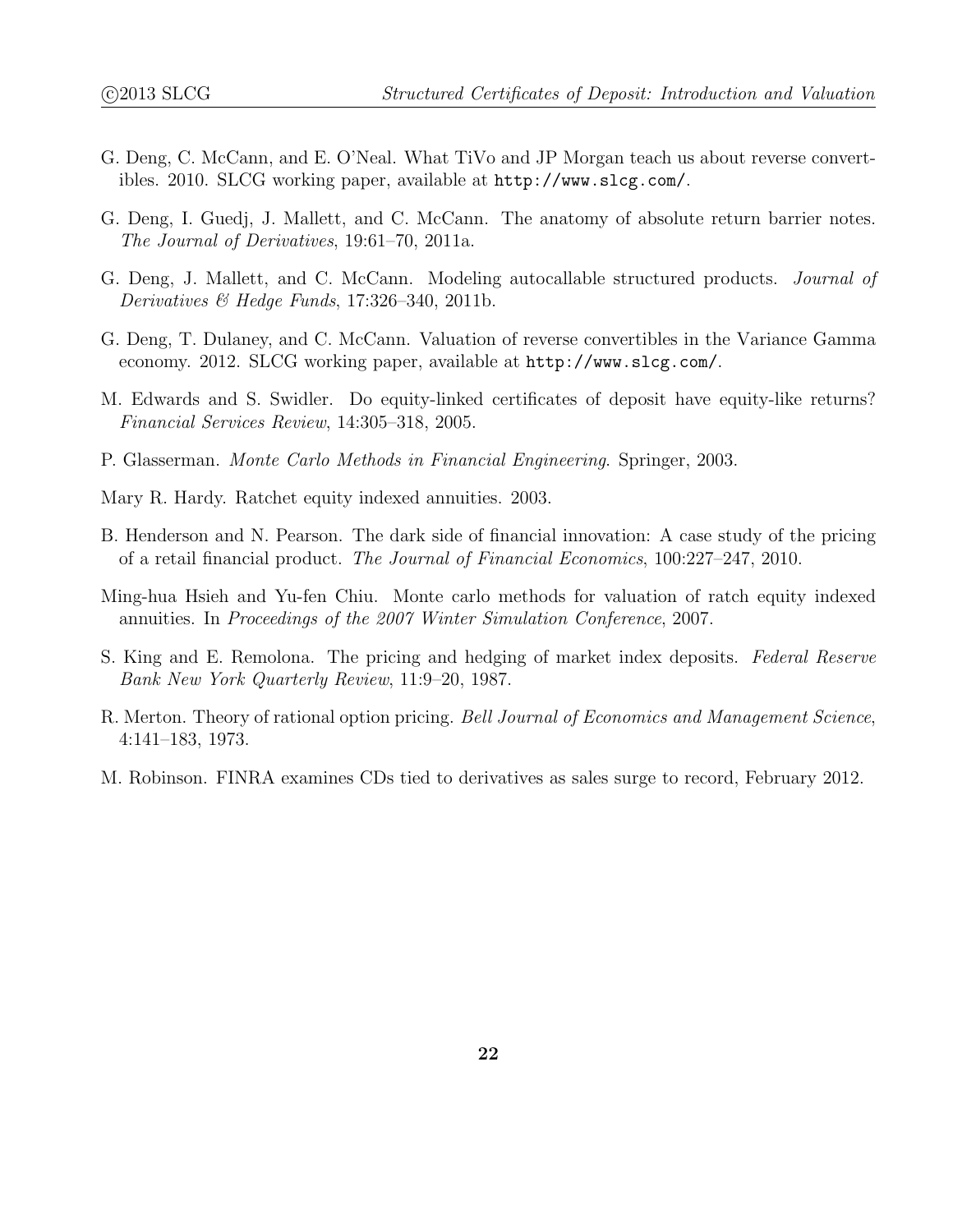G. Deng, C. McCann, and E. O'Neal. What TiVo and JP Morgan teach us about reverse convertibles. 2010. SLCG working paper, available at http://www.slcg.com/.

G. Deng, I. Guedj, J. Mallett, and C. McCann. The anatomy of absolute return barrier notes. *The Journal of Derivatives*, 19:61–70, 2011a.

G. Deng, J. Mallett, and C. McCann. Modeling autocallable structured products. *Journal of Derivatives & Hedge Funds*, 17:326–340, 2011b.

G. Deng, T. Dulaney, and C. McCann. Valuation of reverse convertibles in the Variance Gamma economy. 2012. SLCG working paper, available at http://www.slcg.com/.

M. Edwards and S. Swidler. Do equity-linked certificates of deposit have equity-like returns? *Financial Services Review*, 14:305–318, 2005.

P. Glasserman. *Monte Carlo Methods in Financial Engineering*. Springer, 2003.

Mary R. Hardy. Ratchet equity indexed annuities. 2003.

B. Henderson and N. Pearson. The dark side of financial innovation: A case study of the pricing of a retail financial product. *The Journal of Financial Economics*, 100:227–247, 2010.

Ming-hua Hsieh and Yu-fen Chiu. Monte carlo methods for valuation of ratch equity indexed annuities. In *Proceedings of the 2007 Winter Simulation Conference*, 2007.

S. King and E. Remolona. The pricing and hedging of market index deposits. *Federal Reserve Bank New York Quarterly Review*, 11:9–20, 1987.

R. Merton. Theory of rational option pricing. *Bell Journal of Economics and Management Science*, 4:141–183, 1973.

M. Robinson. FINRA examines CDs tied to derivatives as sales surge to record, February 2012.